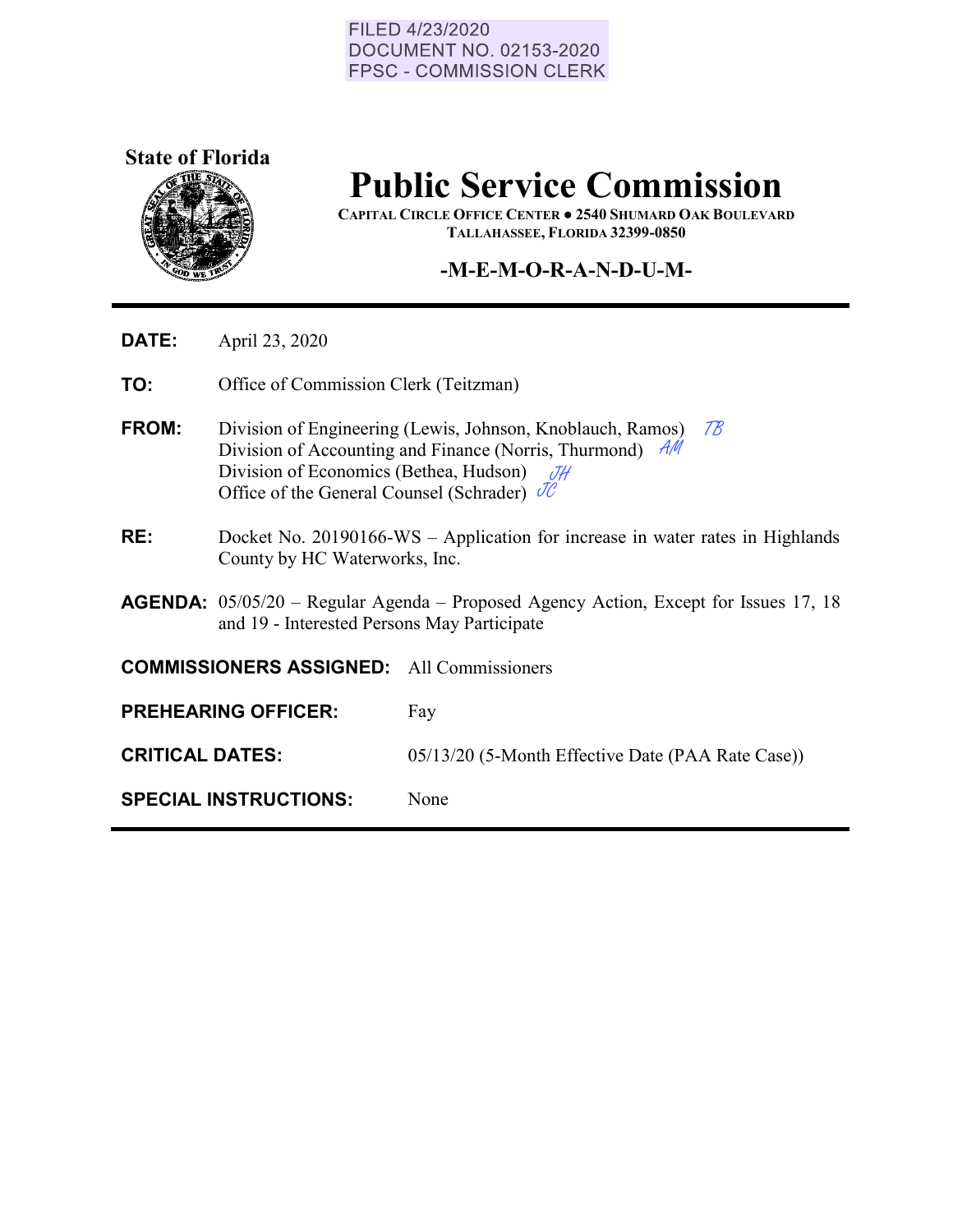FILED 4/23/2020
DOCUMENT NO. 02153-2020
FPSC - COMMISSION CLERK

**State of Florida**

# Public Service Commission

CAPITAL CIRCLE OFFICE CENTER ● 2540 SHUMARD OAK BOULEVARD
TALLAHASSEE, FLORIDA 32399-0850

## -M-E-M-O-R-A-N-D-U-M-

**DATE:** April 23, 2020

**TO:** Office of Commission Clerk (Teitzman)

**FROM:** Division of Engineering (Lewis, Johnson, Knoblauch, Ramos) *TB*
Division of Accounting and Finance (Norris, Thurmond) *AM*
Division of Economics (Bethea, Hudson) *JH*
Office of the General Counsel (Schrader) *JC*

**RE:** Docket No. 20190166-WS – Application for increase in water rates in Highlands County by HC Waterworks, Inc.

**AGENDA:** 05/05/20 – Regular Agenda – Proposed Agency Action, Except for Issues 17, 18 and 19 - Interested Persons May Participate

**COMMISSIONERS ASSIGNED:** All Commissioners

**PREHEARING OFFICER:** Fay

**CRITICAL DATES:** 05/13/20 (5-Month Effective Date (PAA Rate Case))

**SPECIAL INSTRUCTIONS:** None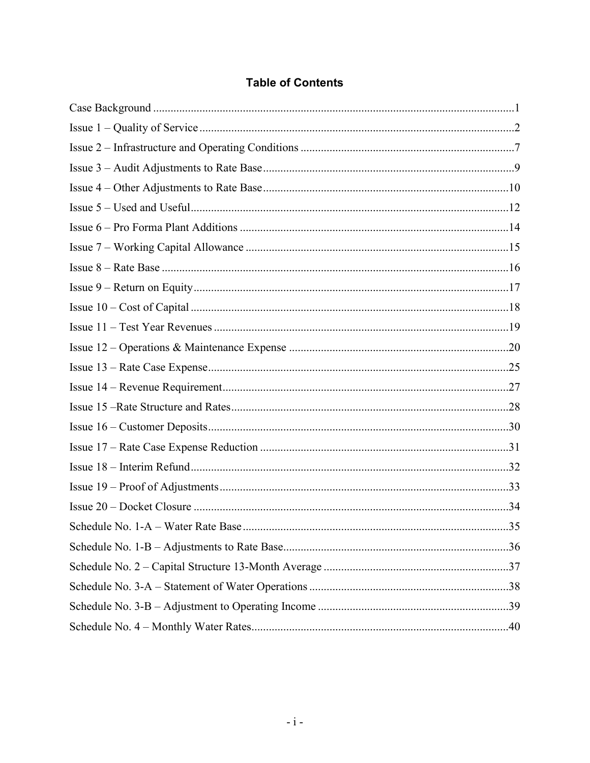## Table of Contents

| | |
|---|---|
| Case Background | 1 |
| Issue 1 – Quality of Service | 2 |
| Issue 2 – Infrastructure and Operating Conditions | 7 |
| Issue 3 – Audit Adjustments to Rate Base | 9 |
| Issue 4 – Other Adjustments to Rate Base | 10 |
| Issue 5 – Used and Useful | 12 |
| Issue 6 – Pro Forma Plant Additions | 14 |
| Issue 7 – Working Capital Allowance | 15 |
| Issue 8 – Rate Base | 16 |
| Issue 9 – Return on Equity | 17 |
| Issue 10 – Cost of Capital | 18 |
| Issue 11 – Test Year Revenues | 19 |
| Issue 12 – Operations & Maintenance Expense | 20 |
| Issue 13 – Rate Case Expense | 25 |
| Issue 14 – Revenue Requirement | 27 |
| Issue 15 –Rate Structure and Rates | 28 |
| Issue 16 – Customer Deposits | 30 |
| Issue 17 – Rate Case Expense Reduction | 31 |
| Issue 18 – Interim Refund | 32 |
| Issue 19 – Proof of Adjustments | 33 |
| Issue 20 – Docket Closure | 34 |
| Schedule No. 1-A – Water Rate Base | 35 |
| Schedule No. 1-B – Adjustments to Rate Base | 36 |
| Schedule No. 2 – Capital Structure 13-Month Average | 37 |
| Schedule No. 3-A – Statement of Water Operations | 38 |
| Schedule No. 3-B – Adjustment to Operating Income | 39 |
| Schedule No. 4 – Monthly Water Rates | 40 |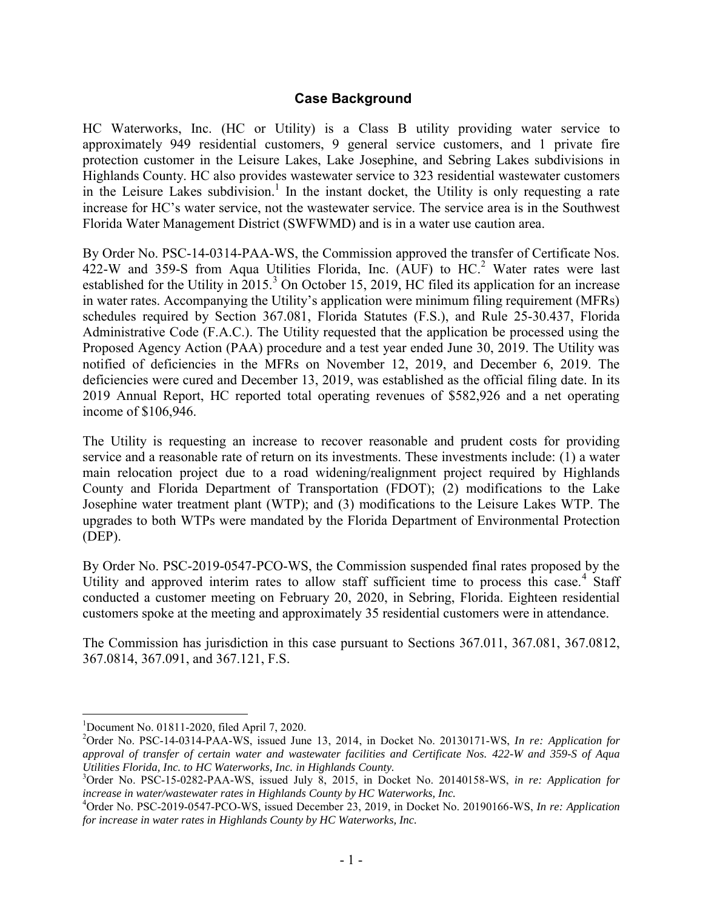## Case Background

HC Waterworks, Inc. (HC or Utility) is a Class B utility providing water service to approximately 949 residential customers, 9 general service customers, and 1 private fire protection customer in the Leisure Lakes, Lake Josephine, and Sebring Lakes subdivisions in Highlands County. HC also provides wastewater service to 323 residential wastewater customers in the Leisure Lakes subdivision.[1] In the instant docket, the Utility is only requesting a rate increase for HC's water service, not the wastewater service. The service area is in the Southwest Florida Water Management District (SWFWMD) and is in a water use caution area.

By Order No. PSC-14-0314-PAA-WS, the Commission approved the transfer of Certificate Nos. 422-W and 359-S from Aqua Utilities Florida, Inc. (AUF) to HC.[2] Water rates were last established for the Utility in 2015.[3] On October 15, 2019, HC filed its application for an increase in water rates. Accompanying the Utility's application were minimum filing requirement (MFRs) schedules required by Section 367.081, Florida Statutes (F.S.), and Rule 25-30.437, Florida Administrative Code (F.A.C.). The Utility requested that the application be processed using the Proposed Agency Action (PAA) procedure and a test year ended June 30, 2019. The Utility was notified of deficiencies in the MFRs on November 12, 2019, and December 6, 2019. The deficiencies were cured and December 13, 2019, was established as the official filing date. In its 2019 Annual Report, HC reported total operating revenues of $582,926 and a net operating income of $106,946.

The Utility is requesting an increase to recover reasonable and prudent costs for providing service and a reasonable rate of return on its investments. These investments include: (1) a water main relocation project due to a road widening/realignment project required by Highlands County and Florida Department of Transportation (FDOT); (2) modifications to the Lake Josephine water treatment plant (WTP); and (3) modifications to the Leisure Lakes WTP. The upgrades to both WTPs were mandated by the Florida Department of Environmental Protection (DEP).

By Order No. PSC-2019-0547-PCO-WS, the Commission suspended final rates proposed by the Utility and approved interim rates to allow staff sufficient time to process this case.[4] Staff conducted a customer meeting on February 20, 2020, in Sebring, Florida. Eighteen residential customers spoke at the meeting and approximately 35 residential customers were in attendance.

The Commission has jurisdiction in this case pursuant to Sections 367.011, 367.081, 367.0812, 367.0814, 367.091, and 367.121, F.S.

---

[1]Document No. 01811-2020, filed April 7, 2020.

[2]Order No. PSC-14-0314-PAA-WS, issued June 13, 2014, in Docket No. 20130171-WS, *In re: Application for approval of transfer of certain water and wastewater facilities and Certificate Nos. 422-W and 359-S of Aqua Utilities Florida, Inc. to HC Waterworks, Inc. in Highlands County.*

[3]Order No. PSC-15-0282-PAA-WS, issued July 8, 2015, in Docket No. 20140158-WS, *in re: Application for increase in water/wastewater rates in Highlands County by HC Waterworks, Inc.*

[4]Order No. PSC-2019-0547-PCO-WS, issued December 23, 2019, in Docket No. 20190166-WS, *In re: Application for increase in water rates in Highlands County by HC Waterworks, Inc.*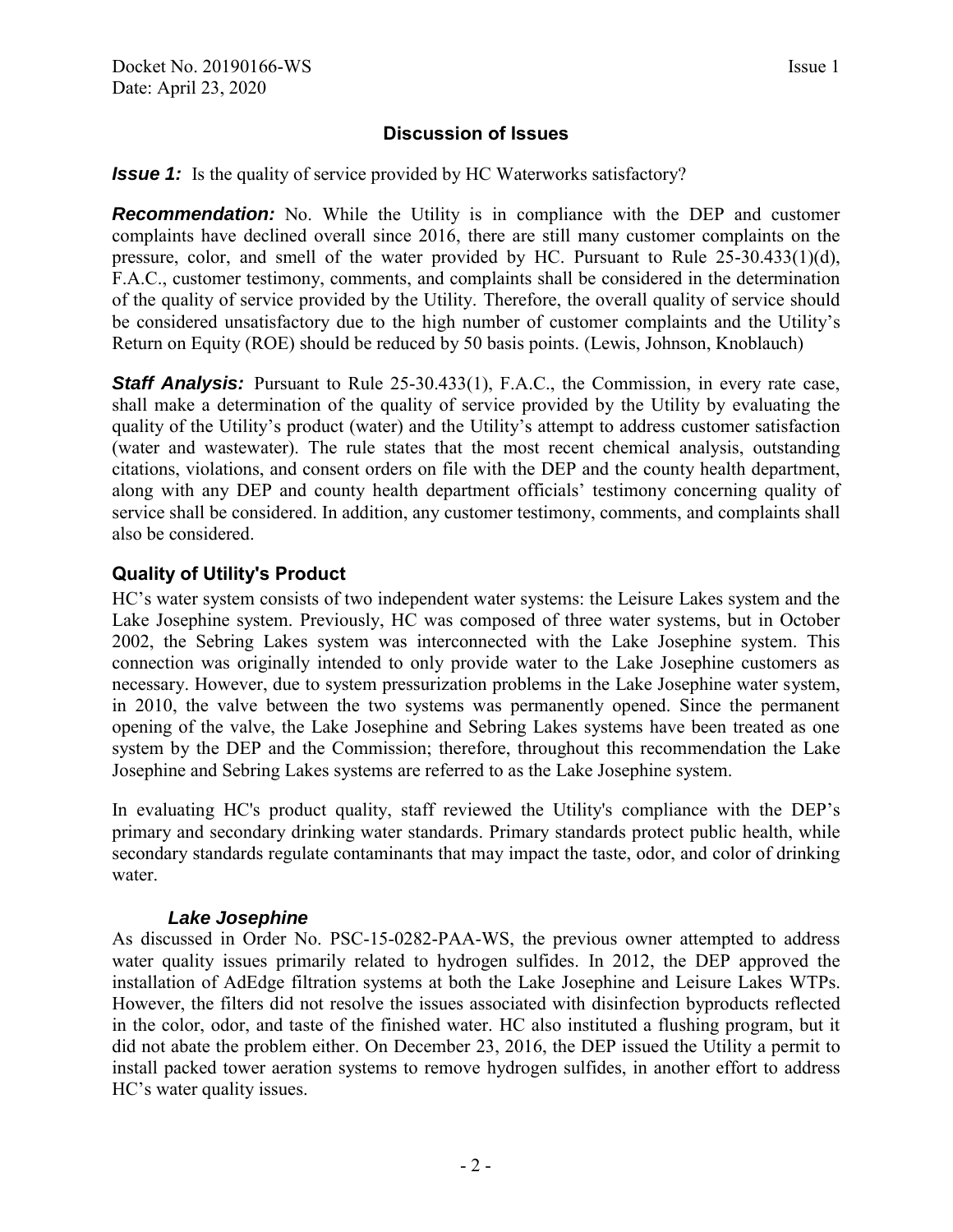## Discussion of Issues

***Issue 1:*** Is the quality of service provided by HC Waterworks satisfactory?

***Recommendation:*** No. While the Utility is in compliance with the DEP and customer complaints have declined overall since 2016, there are still many customer complaints on the pressure, color, and smell of the water provided by HC. Pursuant to Rule 25-30.433(1)(d), F.A.C., customer testimony, comments, and complaints shall be considered in the determination of the quality of service provided by the Utility. Therefore, the overall quality of service should be considered unsatisfactory due to the high number of customer complaints and the Utility's Return on Equity (ROE) should be reduced by 50 basis points. (Lewis, Johnson, Knoblauch)

***Staff Analysis:*** Pursuant to Rule 25-30.433(1), F.A.C., the Commission, in every rate case, shall make a determination of the quality of service provided by the Utility by evaluating the quality of the Utility's product (water) and the Utility's attempt to address customer satisfaction (water and wastewater). The rule states that the most recent chemical analysis, outstanding citations, violations, and consent orders on file with the DEP and the county health department, along with any DEP and county health department officials' testimony concerning quality of service shall be considered. In addition, any customer testimony, comments, and complaints shall also be considered.

### Quality of Utility's Product

HC's water system consists of two independent water systems: the Leisure Lakes system and the Lake Josephine system. Previously, HC was composed of three water systems, but in October 2002, the Sebring Lakes system was interconnected with the Lake Josephine system. This connection was originally intended to only provide water to the Lake Josephine customers as necessary. However, due to system pressurization problems in the Lake Josephine water system, in 2010, the valve between the two systems was permanently opened. Since the permanent opening of the valve, the Lake Josephine and Sebring Lakes systems have been treated as one system by the DEP and the Commission; therefore, throughout this recommendation the Lake Josephine and Sebring Lakes systems are referred to as the Lake Josephine system.

In evaluating HC's product quality, staff reviewed the Utility's compliance with the DEP's primary and secondary drinking water standards. Primary standards protect public health, while secondary standards regulate contaminants that may impact the taste, odor, and color of drinking water.

#### *Lake Josephine*

As discussed in Order No. PSC-15-0282-PAA-WS, the previous owner attempted to address water quality issues primarily related to hydrogen sulfides. In 2012, the DEP approved the installation of AdEdge filtration systems at both the Lake Josephine and Leisure Lakes WTPs. However, the filters did not resolve the issues associated with disinfection byproducts reflected in the color, odor, and taste of the finished water. HC also instituted a flushing program, but it did not abate the problem either. On December 23, 2016, the DEP issued the Utility a permit to install packed tower aeration systems to remove hydrogen sulfides, in another effort to address HC's water quality issues.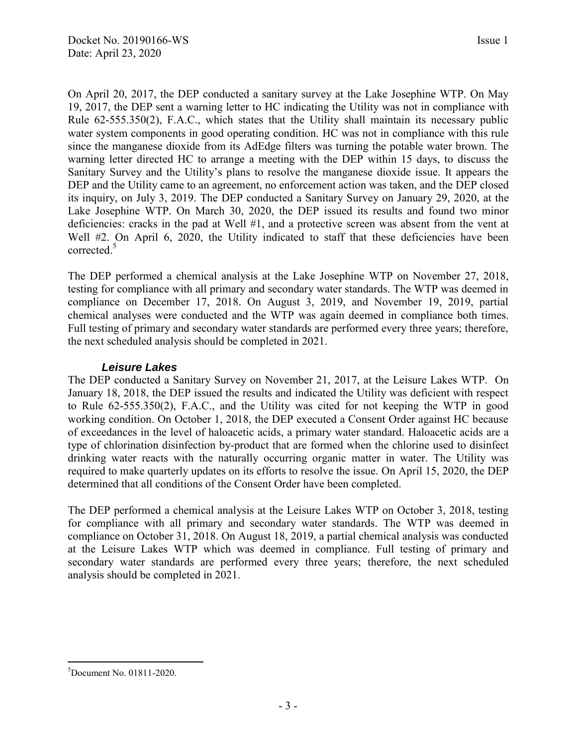On April 20, 2017, the DEP conducted a sanitary survey at the Lake Josephine WTP. On May 19, 2017, the DEP sent a warning letter to HC indicating the Utility was not in compliance with Rule 62-555.350(2), F.A.C., which states that the Utility shall maintain its necessary public water system components in good operating condition. HC was not in compliance with this rule since the manganese dioxide from its AdEdge filters was turning the potable water brown. The warning letter directed HC to arrange a meeting with the DEP within 15 days, to discuss the Sanitary Survey and the Utility's plans to resolve the manganese dioxide issue. It appears the DEP and the Utility came to an agreement, no enforcement action was taken, and the DEP closed its inquiry, on July 3, 2019. The DEP conducted a Sanitary Survey on January 29, 2020, at the Lake Josephine WTP. On March 30, 2020, the DEP issued its results and found two minor deficiencies: cracks in the pad at Well #1, and a protective screen was absent from the vent at Well #2. On April 6, 2020, the Utility indicated to staff that these deficiencies have been corrected.[5]

The DEP performed a chemical analysis at the Lake Josephine WTP on November 27, 2018, testing for compliance with all primary and secondary water standards. The WTP was deemed in compliance on December 17, 2018. On August 3, 2019, and November 19, 2019, partial chemical analyses were conducted and the WTP was again deemed in compliance both times. Full testing of primary and secondary water standards are performed every three years; therefore, the next scheduled analysis should be completed in 2021.

### *Leisure Lakes*

The DEP conducted a Sanitary Survey on November 21, 2017, at the Leisure Lakes WTP. On January 18, 2018, the DEP issued the results and indicated the Utility was deficient with respect to Rule 62-555.350(2), F.A.C., and the Utility was cited for not keeping the WTP in good working condition. On October 1, 2018, the DEP executed a Consent Order against HC because of exceedances in the level of haloacetic acids, a primary water standard. Haloacetic acids are a type of chlorination disinfection by-product that are formed when the chlorine used to disinfect drinking water reacts with the naturally occurring organic matter in water. The Utility was required to make quarterly updates on its efforts to resolve the issue. On April 15, 2020, the DEP determined that all conditions of the Consent Order have been completed.

The DEP performed a chemical analysis at the Leisure Lakes WTP on October 3, 2018, testing for compliance with all primary and secondary water standards. The WTP was deemed in compliance on October 31, 2018. On August 18, 2019, a partial chemical analysis was conducted at the Leisure Lakes WTP which was deemed in compliance. Full testing of primary and secondary water standards are performed every three years; therefore, the next scheduled analysis should be completed in 2021.

---

[5] Document No. 01811-2020.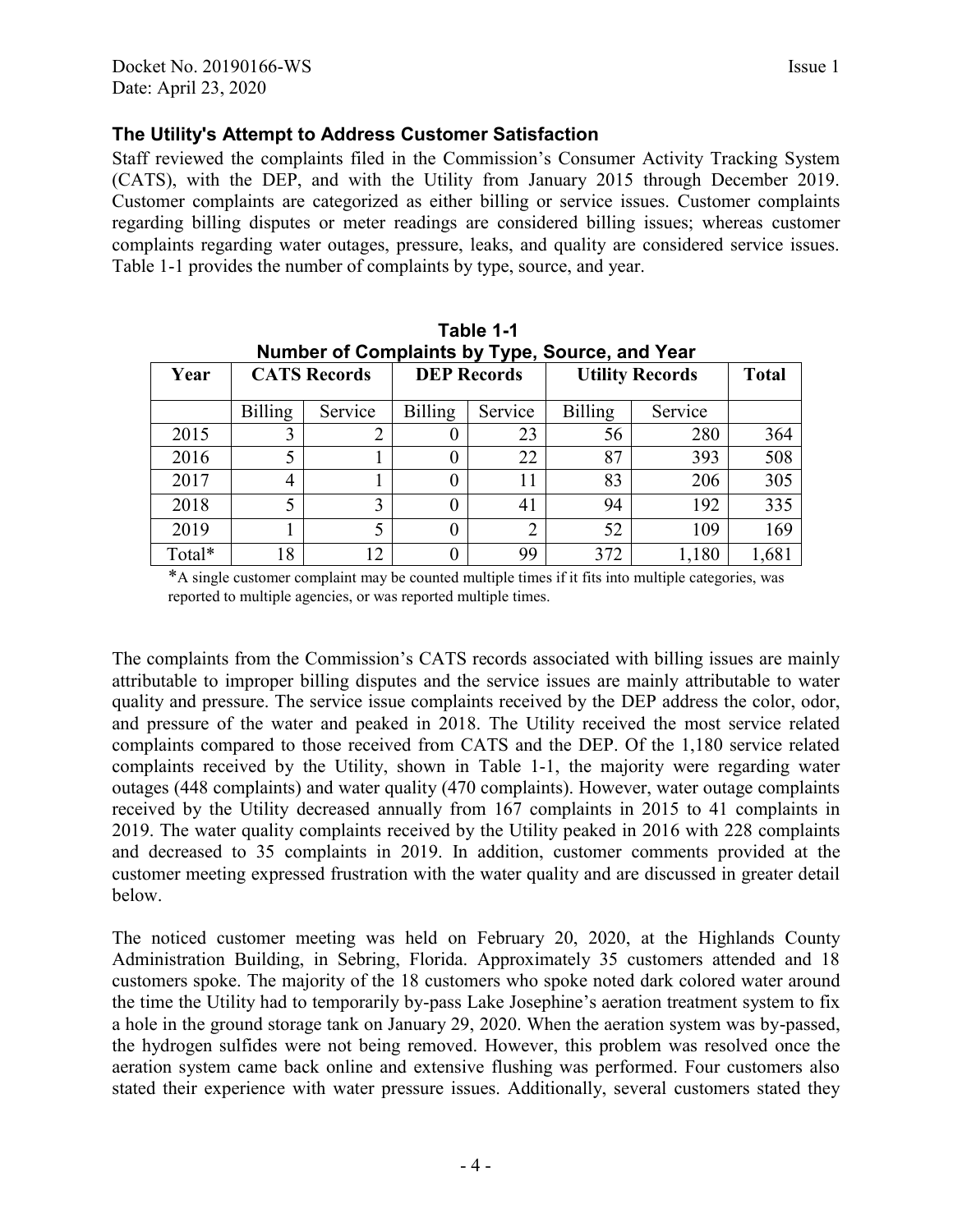### The Utility's Attempt to Address Customer Satisfaction

Staff reviewed the complaints filed in the Commission's Consumer Activity Tracking System (CATS), with the DEP, and with the Utility from January 2015 through December 2019. Customer complaints are categorized as either billing or service issues. Customer complaints regarding billing disputes or meter readings are considered billing issues; whereas customer complaints regarding water outages, pressure, leaks, and quality are considered service issues. Table 1-1 provides the number of complaints by type, source, and year.

**Table 1-1**
**Number of Complaints by Type, Source, and Year**

| Year | CATS Records | | DEP Records | | Utility Records | | Total |
|---|---|---|---|---|---|---|---|
| | Billing | Service | Billing | Service | Billing | Service | |
| 2015 | 3 | 2 | 0 | 23 | 56 | 280 | 364 |
| 2016 | 5 | 1 | 0 | 22 | 87 | 393 | 508 |
| 2017 | 4 | 1 | 0 | 11 | 83 | 206 | 305 |
| 2018 | 5 | 3 | 0 | 41 | 94 | 192 | 335 |
| 2019 | 1 | 5 | 0 | 2 | 52 | 109 | 169 |
| Total* | 18 | 12 | 0 | 99 | 372 | 1,180 | 1,681 |

*A single customer complaint may be counted multiple times if it fits into multiple categories, was reported to multiple agencies, or was reported multiple times.

The complaints from the Commission's CATS records associated with billing issues are mainly attributable to improper billing disputes and the service issues are mainly attributable to water quality and pressure. The service issue complaints received by the DEP address the color, odor, and pressure of the water and peaked in 2018. The Utility received the most service related complaints compared to those received from CATS and the DEP. Of the 1,180 service related complaints received by the Utility, shown in Table 1-1, the majority were regarding water outages (448 complaints) and water quality (470 complaints). However, water outage complaints received by the Utility decreased annually from 167 complaints in 2015 to 41 complaints in 2019. The water quality complaints received by the Utility peaked in 2016 with 228 complaints and decreased to 35 complaints in 2019. In addition, customer comments provided at the customer meeting expressed frustration with the water quality and are discussed in greater detail below.

The noticed customer meeting was held on February 20, 2020, at the Highlands County Administration Building, in Sebring, Florida. Approximately 35 customers attended and 18 customers spoke. The majority of the 18 customers who spoke noted dark colored water around the time the Utility had to temporarily by-pass Lake Josephine's aeration treatment system to fix a hole in the ground storage tank on January 29, 2020. When the aeration system was by-passed, the hydrogen sulfides were not being removed. However, this problem was resolved once the aeration system came back online and extensive flushing was performed. Four customers also stated their experience with water pressure issues. Additionally, several customers stated they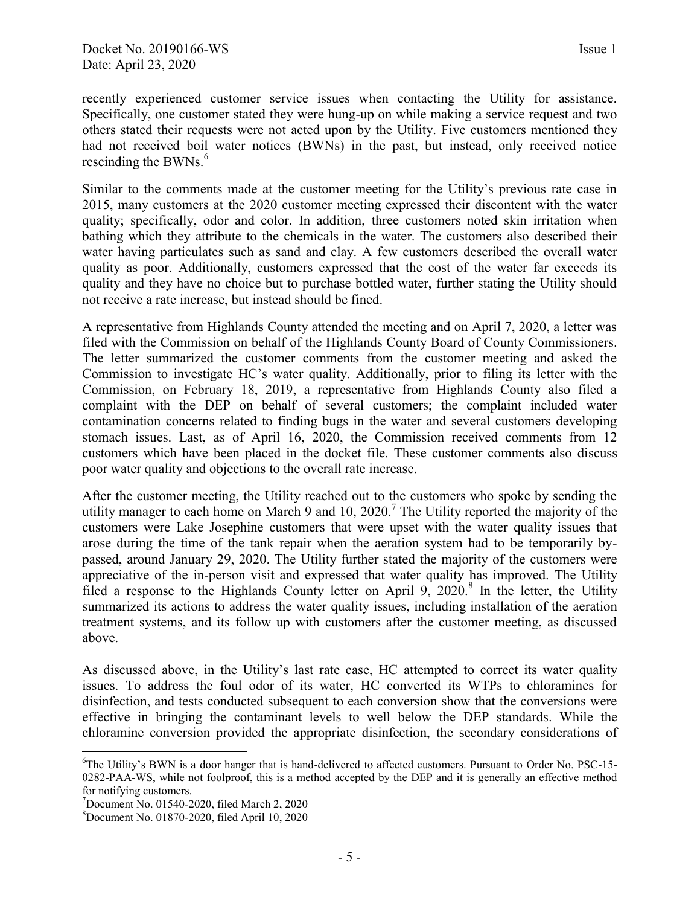recently experienced customer service issues when contacting the Utility for assistance. Specifically, one customer stated they were hung-up on while making a service request and two others stated their requests were not acted upon by the Utility. Five customers mentioned they had not received boil water notices (BWNs) in the past, but instead, only received notice rescinding the BWNs.[6]

Similar to the comments made at the customer meeting for the Utility's previous rate case in 2015, many customers at the 2020 customer meeting expressed their discontent with the water quality; specifically, odor and color. In addition, three customers noted skin irritation when bathing which they attribute to the chemicals in the water. The customers also described their water having particulates such as sand and clay. A few customers described the overall water quality as poor. Additionally, customers expressed that the cost of the water far exceeds its quality and they have no choice but to purchase bottled water, further stating the Utility should not receive a rate increase, but instead should be fined.

A representative from Highlands County attended the meeting and on April 7, 2020, a letter was filed with the Commission on behalf of the Highlands County Board of County Commissioners. The letter summarized the customer comments from the customer meeting and asked the Commission to investigate HC's water quality. Additionally, prior to filing its letter with the Commission, on February 18, 2019, a representative from Highlands County also filed a complaint with the DEP on behalf of several customers; the complaint included water contamination concerns related to finding bugs in the water and several customers developing stomach issues. Last, as of April 16, 2020, the Commission received comments from 12 customers which have been placed in the docket file. These customer comments also discuss poor water quality and objections to the overall rate increase.

After the customer meeting, the Utility reached out to the customers who spoke by sending the utility manager to each home on March 9 and 10, 2020.[7] The Utility reported the majority of the customers were Lake Josephine customers that were upset with the water quality issues that arose during the time of the tank repair when the aeration system had to be temporarily by-passed, around January 29, 2020. The Utility further stated the majority of the customers were appreciative of the in-person visit and expressed that water quality has improved. The Utility filed a response to the Highlands County letter on April 9, 2020.[8] In the letter, the Utility summarized its actions to address the water quality issues, including installation of the aeration treatment systems, and its follow up with customers after the customer meeting, as discussed above.

As discussed above, in the Utility's last rate case, HC attempted to correct its water quality issues. To address the foul odor of its water, HC converted its WTPs to chloramines for disinfection, and tests conducted subsequent to each conversion show that the conversions were effective in bringing the contaminant levels to well below the DEP standards. While the chloramine conversion provided the appropriate disinfection, the secondary considerations of

---

[6]The Utility's BWN is a door hanger that is hand-delivered to affected customers. Pursuant to Order No. PSC-15-0282-PAA-WS, while not foolproof, this is a method accepted by the DEP and it is generally an effective method for notifying customers.

[7]Document No. 01540-2020, filed March 2, 2020

[8]Document No. 01870-2020, filed April 10, 2020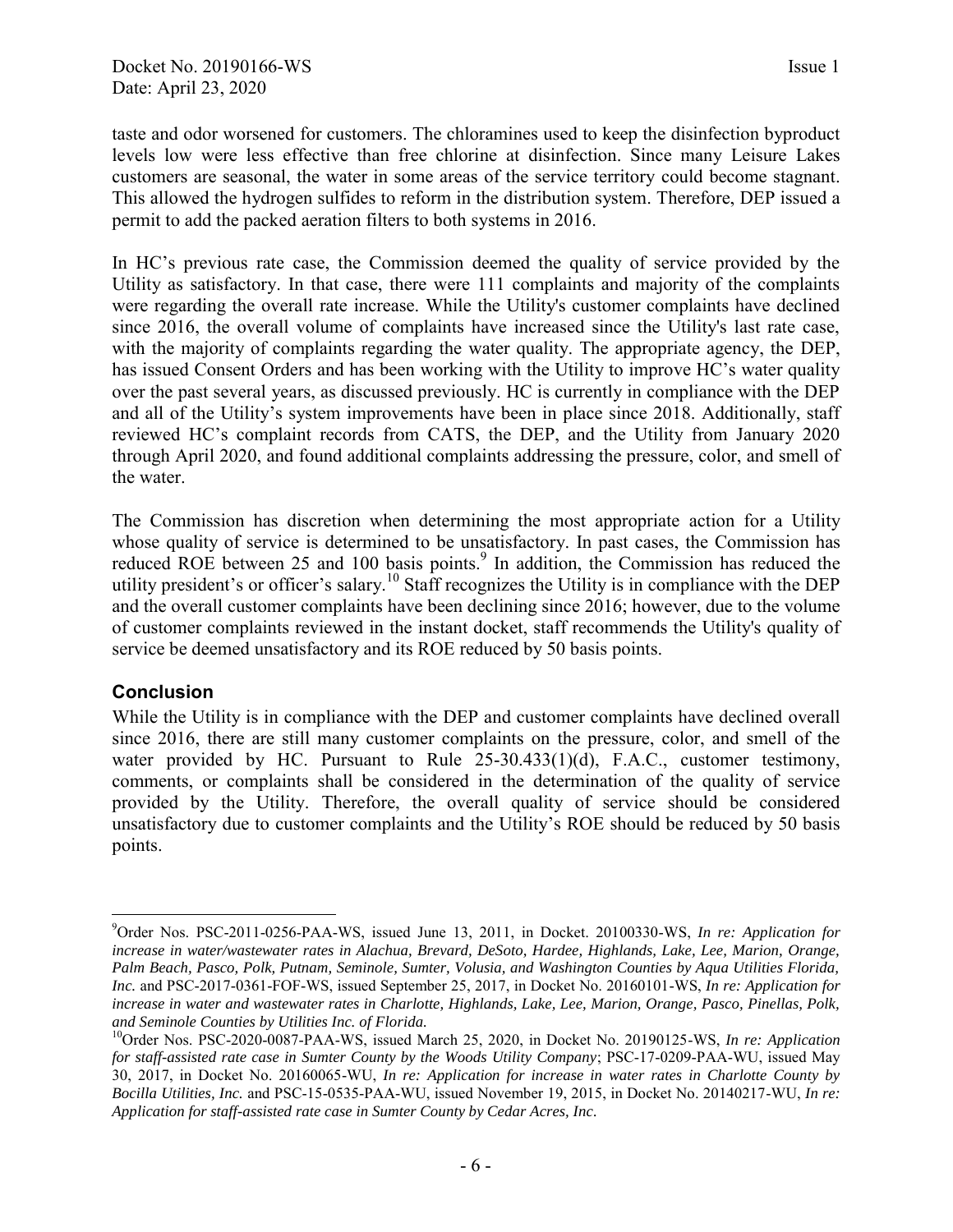taste and odor worsened for customers. The chloramines used to keep the disinfection byproduct levels low were less effective than free chlorine at disinfection. Since many Leisure Lakes customers are seasonal, the water in some areas of the service territory could become stagnant. This allowed the hydrogen sulfides to reform in the distribution system. Therefore, DEP issued a permit to add the packed aeration filters to both systems in 2016.

In HC's previous rate case, the Commission deemed the quality of service provided by the Utility as satisfactory. In that case, there were 111 complaints and majority of the complaints were regarding the overall rate increase. While the Utility's customer complaints have declined since 2016, the overall volume of complaints have increased since the Utility's last rate case, with the majority of complaints regarding the water quality. The appropriate agency, the DEP, has issued Consent Orders and has been working with the Utility to improve HC's water quality over the past several years, as discussed previously. HC is currently in compliance with the DEP and all of the Utility's system improvements have been in place since 2018. Additionally, staff reviewed HC's complaint records from CATS, the DEP, and the Utility from January 2020 through April 2020, and found additional complaints addressing the pressure, color, and smell of the water.

The Commission has discretion when determining the most appropriate action for a Utility whose quality of service is determined to be unsatisfactory. In past cases, the Commission has reduced ROE between 25 and 100 basis points.[9] In addition, the Commission has reduced the utility president's or officer's salary.[10] Staff recognizes the Utility is in compliance with the DEP and the overall customer complaints have been declining since 2016; however, due to the volume of customer complaints reviewed in the instant docket, staff recommends the Utility's quality of service be deemed unsatisfactory and its ROE reduced by 50 basis points.

## Conclusion

While the Utility is in compliance with the DEP and customer complaints have declined overall since 2016, there are still many customer complaints on the pressure, color, and smell of the water provided by HC. Pursuant to Rule 25-30.433(1)(d), F.A.C., customer testimony, comments, or complaints shall be considered in the determination of the quality of service provided by the Utility. Therefore, the overall quality of service should be considered unsatisfactory due to customer complaints and the Utility's ROE should be reduced by 50 basis points.

---

[9] Order Nos. PSC-2011-0256-PAA-WS, issued June 13, 2011, in Docket. 20100330-WS, *In re: Application for increase in water/wastewater rates in Alachua, Brevard, DeSoto, Hardee, Highlands, Lake, Lee, Marion, Orange, Palm Beach, Pasco, Polk, Putnam, Seminole, Sumter, Volusia, and Washington Counties by Aqua Utilities Florida, Inc.* and PSC-2017-0361-FOF-WS, issued September 25, 2017, in Docket No. 20160101-WS, *In re: Application for increase in water and wastewater rates in Charlotte, Highlands, Lake, Lee, Marion, Orange, Pasco, Pinellas, Polk, and Seminole Counties by Utilities Inc. of Florida.*

[10] Order Nos. PSC-2020-0087-PAA-WS, issued March 25, 2020, in Docket No. 20190125-WS, *In re: Application for staff-assisted rate case in Sumter County by the Woods Utility Company*; PSC-17-0209-PAA-WU, issued May 30, 2017, in Docket No. 20160065-WU, *In re: Application for increase in water rates in Charlotte County by Bocilla Utilities, Inc.* and PSC-15-0535-PAA-WU, issued November 19, 2015, in Docket No. 20140217-WU, *In re: Application for staff-assisted rate case in Sumter County by Cedar Acres, Inc*.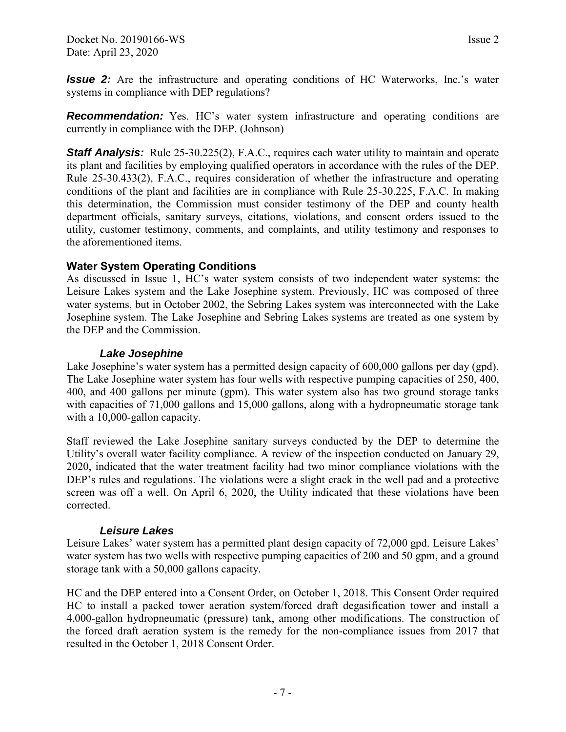***Issue 2:*** Are the infrastructure and operating conditions of HC Waterworks, Inc.'s water systems in compliance with DEP regulations?

***Recommendation:*** Yes. HC's water system infrastructure and operating conditions are currently in compliance with the DEP. (Johnson)

***Staff Analysis:*** Rule 25-30.225(2), F.A.C., requires each water utility to maintain and operate its plant and facilities by employing qualified operators in accordance with the rules of the DEP. Rule 25-30.433(2), F.A.C., requires consideration of whether the infrastructure and operating conditions of the plant and facilities are in compliance with Rule 25-30.225, F.A.C. In making this determination, the Commission must consider testimony of the DEP and county health department officials, sanitary surveys, citations, violations, and consent orders issued to the utility, customer testimony, comments, and complaints, and utility testimony and responses to the aforementioned items.

## Water System Operating Conditions

As discussed in Issue 1, HC's water system consists of two independent water systems: the Leisure Lakes system and the Lake Josephine system. Previously, HC was composed of three water systems, but in October 2002, the Sebring Lakes system was interconnected with the Lake Josephine system. The Lake Josephine and Sebring Lakes systems are treated as one system by the DEP and the Commission.

### *Lake Josephine*

Lake Josephine's water system has a permitted design capacity of 600,000 gallons per day (gpd). The Lake Josephine water system has four wells with respective pumping capacities of 250, 400, 400, and 400 gallons per minute (gpm). This water system also has two ground storage tanks with capacities of 71,000 gallons and 15,000 gallons, along with a hydropneumatic storage tank with a 10,000-gallon capacity.

Staff reviewed the Lake Josephine sanitary surveys conducted by the DEP to determine the Utility's overall water facility compliance. A review of the inspection conducted on January 29, 2020, indicated that the water treatment facility had two minor compliance violations with the DEP's rules and regulations. The violations were a slight crack in the well pad and a protective screen was off a well. On April 6, 2020, the Utility indicated that these violations have been corrected.

### *Leisure Lakes*

Leisure Lakes' water system has a permitted plant design capacity of 72,000 gpd. Leisure Lakes' water system has two wells with respective pumping capacities of 200 and 50 gpm, and a ground storage tank with a 50,000 gallons capacity.

HC and the DEP entered into a Consent Order, on October 1, 2018. This Consent Order required HC to install a packed tower aeration system/forced draft degasification tower and install a 4,000-gallon hydropneumatic (pressure) tank, among other modifications. The construction of the forced draft aeration system is the remedy for the non-compliance issues from 2017 that resulted in the October 1, 2018 Consent Order.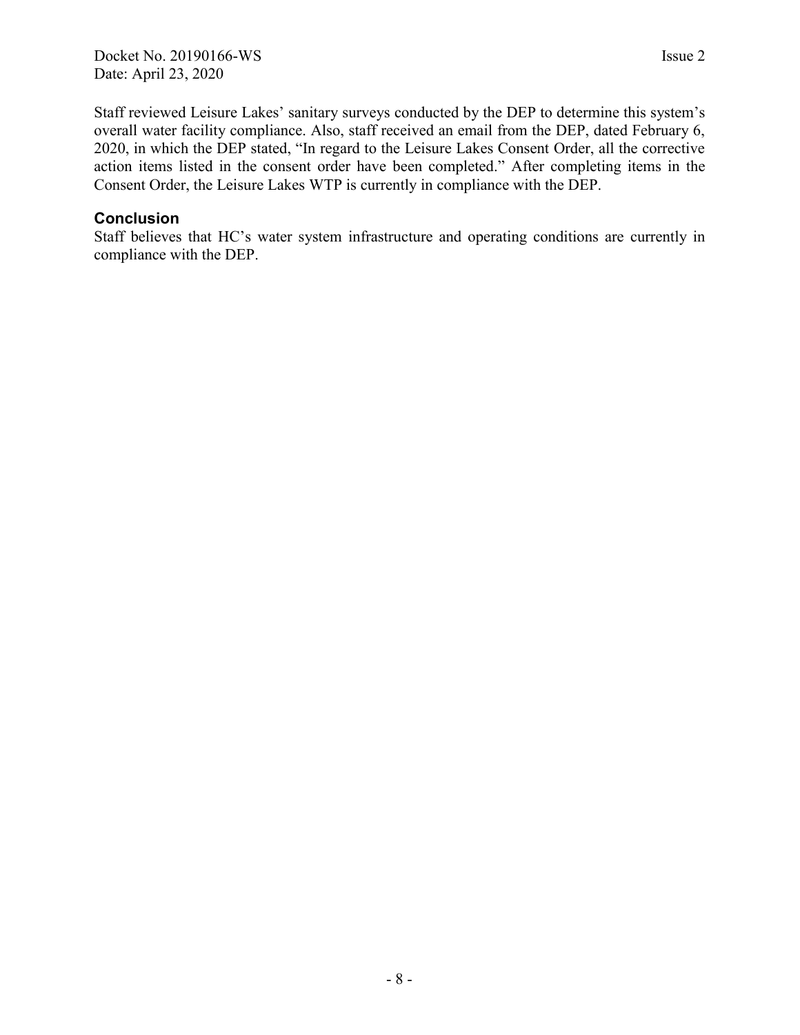Staff reviewed Leisure Lakes' sanitary surveys conducted by the DEP to determine this system's overall water facility compliance. Also, staff received an email from the DEP, dated February 6, 2020, in which the DEP stated, "In regard to the Leisure Lakes Consent Order, all the corrective action items listed in the consent order have been completed." After completing items in the Consent Order, the Leisure Lakes WTP is currently in compliance with the DEP.

## Conclusion

Staff believes that HC's water system infrastructure and operating conditions are currently in compliance with the DEP.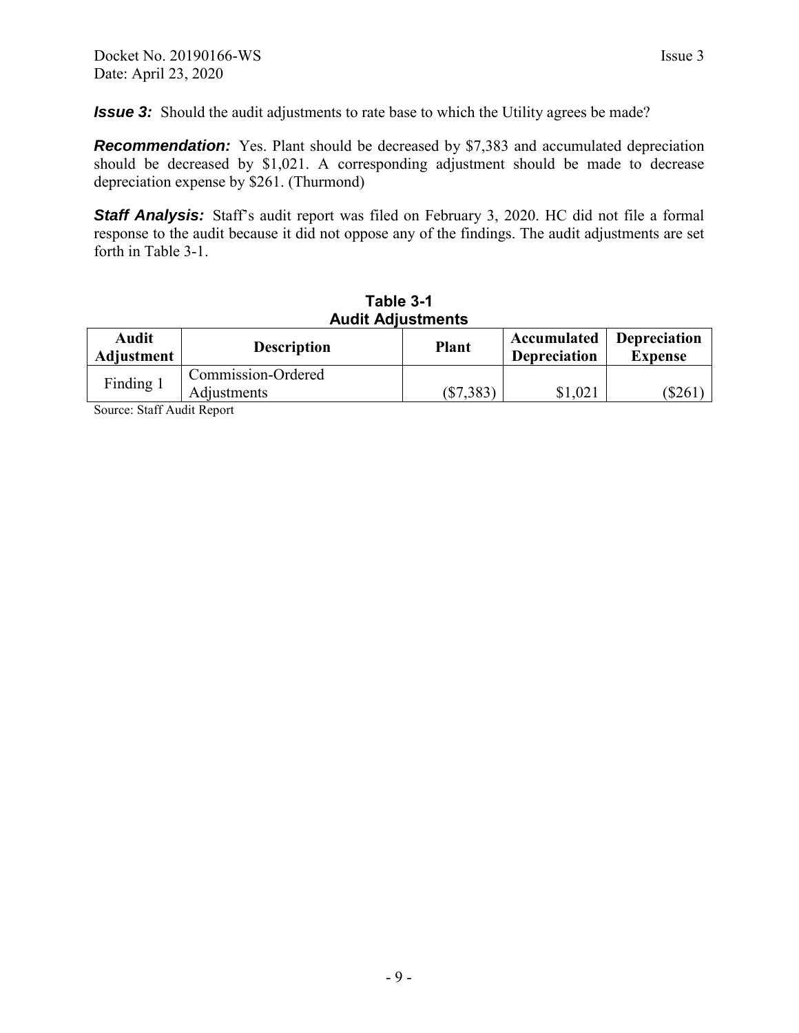***Issue 3:*** Should the audit adjustments to rate base to which the Utility agrees be made?

***Recommendation:*** Yes. Plant should be decreased by $7,383 and accumulated depreciation should be decreased by $1,021. A corresponding adjustment should be made to decrease depreciation expense by $261. (Thurmond)

***Staff Analysis:*** Staff's audit report was filed on February 3, 2020. HC did not file a formal response to the audit because it did not oppose any of the findings. The audit adjustments are set forth in Table 3-1.

**Table 3-1**
**Audit Adjustments**

| Audit Adjustment | Description | Plant | Accumulated Depreciation | Depreciation Expense |
|---|---|---|---|---|
| Finding 1 | Commission-Ordered Adjustments | ($7,383) | $1,021 | ($261) |

Source: Staff Audit Report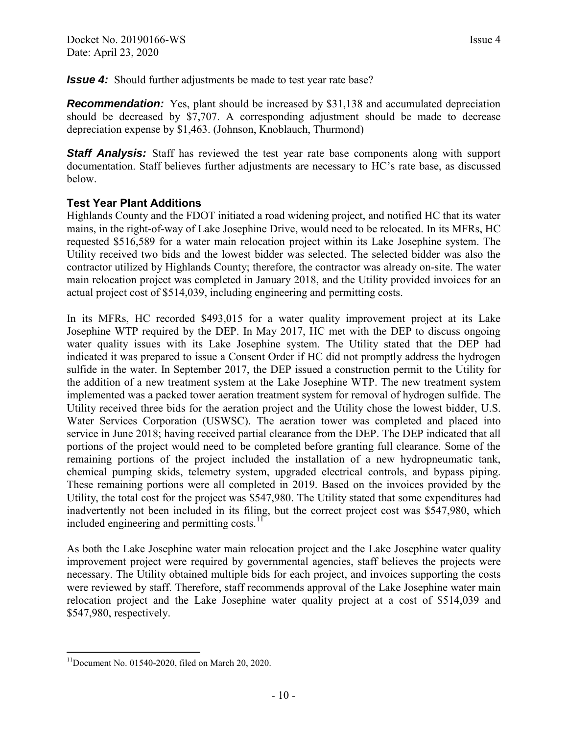***Issue 4:*** Should further adjustments be made to test year rate base?

***Recommendation:*** Yes, plant should be increased by $31,138 and accumulated depreciation should be decreased by $7,707. A corresponding adjustment should be made to decrease depreciation expense by $1,463. (Johnson, Knoblauch, Thurmond)

***Staff Analysis:*** Staff has reviewed the test year rate base components along with support documentation. Staff believes further adjustments are necessary to HC's rate base, as discussed below.

### Test Year Plant Additions

Highlands County and the FDOT initiated a road widening project, and notified HC that its water mains, in the right-of-way of Lake Josephine Drive, would need to be relocated. In its MFRs, HC requested $516,589 for a water main relocation project within its Lake Josephine system. The Utility received two bids and the lowest bidder was selected. The selected bidder was also the contractor utilized by Highlands County; therefore, the contractor was already on-site. The water main relocation project was completed in January 2018, and the Utility provided invoices for an actual project cost of $514,039, including engineering and permitting costs.

In its MFRs, HC recorded $493,015 for a water quality improvement project at its Lake Josephine WTP required by the DEP. In May 2017, HC met with the DEP to discuss ongoing water quality issues with its Lake Josephine system. The Utility stated that the DEP had indicated it was prepared to issue a Consent Order if HC did not promptly address the hydrogen sulfide in the water. In September 2017, the DEP issued a construction permit to the Utility for the addition of a new treatment system at the Lake Josephine WTP. The new treatment system implemented was a packed tower aeration treatment system for removal of hydrogen sulfide. The Utility received three bids for the aeration project and the Utility chose the lowest bidder, U.S. Water Services Corporation (USWSC). The aeration tower was completed and placed into service in June 2018; having received partial clearance from the DEP. The DEP indicated that all portions of the project would need to be completed before granting full clearance. Some of the remaining portions of the project included the installation of a new hydropneumatic tank, chemical pumping skids, telemetry system, upgraded electrical controls, and bypass piping. These remaining portions were all completed in 2019. Based on the invoices provided by the Utility, the total cost for the project was $547,980. The Utility stated that some expenditures had inadvertently not been included in its filing, but the correct project cost was $547,980, which included engineering and permitting costs.[11]

As both the Lake Josephine water main relocation project and the Lake Josephine water quality improvement project were required by governmental agencies, staff believes the projects were necessary. The Utility obtained multiple bids for each project, and invoices supporting the costs were reviewed by staff. Therefore, staff recommends approval of the Lake Josephine water main relocation project and the Lake Josephine water quality project at a cost of $514,039 and $547,980, respectively.

---

[11] Document No. 01540-2020, filed on March 20, 2020.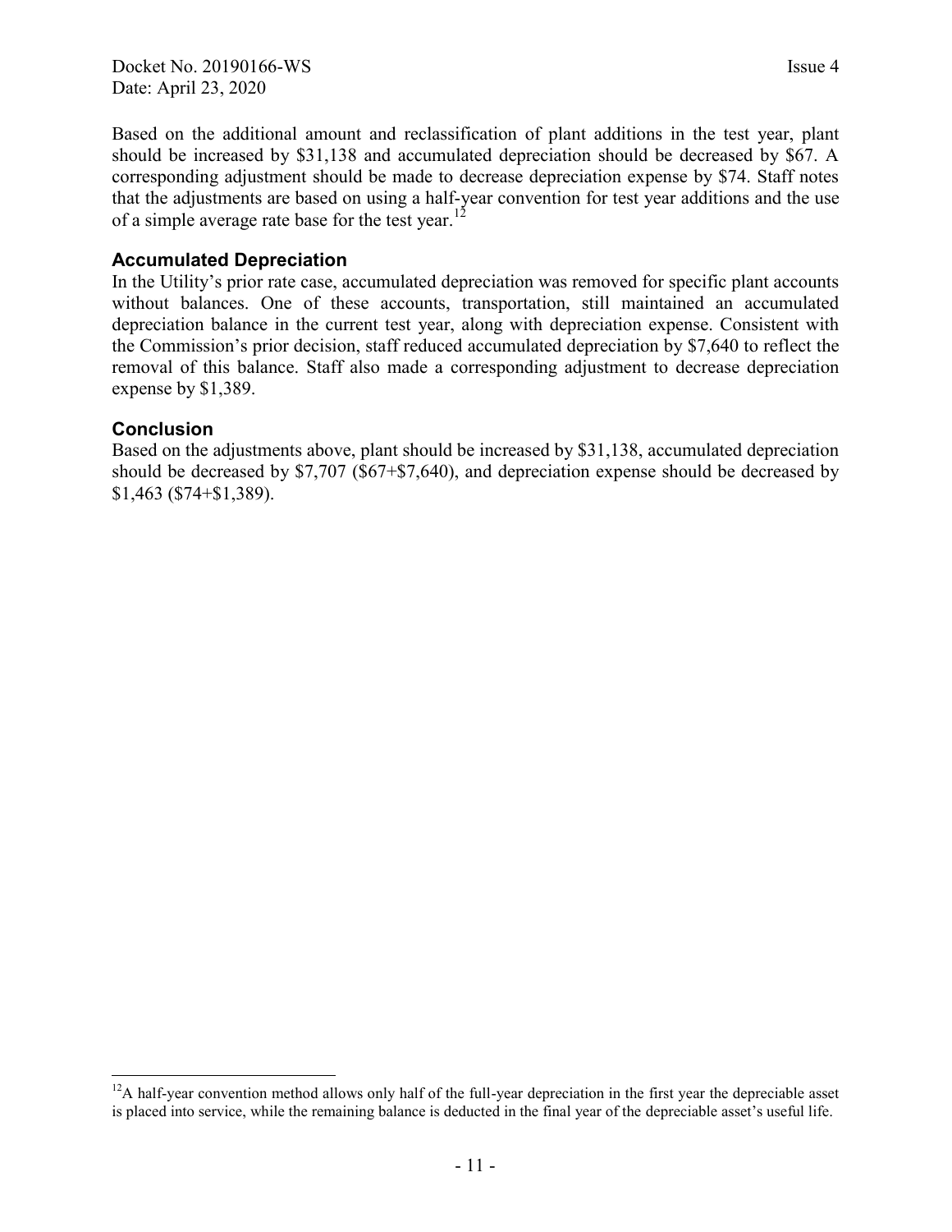Based on the additional amount and reclassification of plant additions in the test year, plant should be increased by $31,138 and accumulated depreciation should be decreased by $67. A corresponding adjustment should be made to decrease depreciation expense by $74. Staff notes that the adjustments are based on using a half-year convention for test year additions and the use of a simple average rate base for the test year.[12]

### Accumulated Depreciation

In the Utility's prior rate case, accumulated depreciation was removed for specific plant accounts without balances. One of these accounts, transportation, still maintained an accumulated depreciation balance in the current test year, along with depreciation expense. Consistent with the Commission's prior decision, staff reduced accumulated depreciation by $7,640 to reflect the removal of this balance. Staff also made a corresponding adjustment to decrease depreciation expense by $1,389.

### Conclusion

Based on the adjustments above, plant should be increased by $31,138, accumulated depreciation should be decreased by $7,707 ($67+$7,640), and depreciation expense should be decreased by $1,463 ($74+$1,389).

---

[12] A half-year convention method allows only half of the full-year depreciation in the first year the depreciable asset is placed into service, while the remaining balance is deducted in the final year of the depreciable asset's useful life.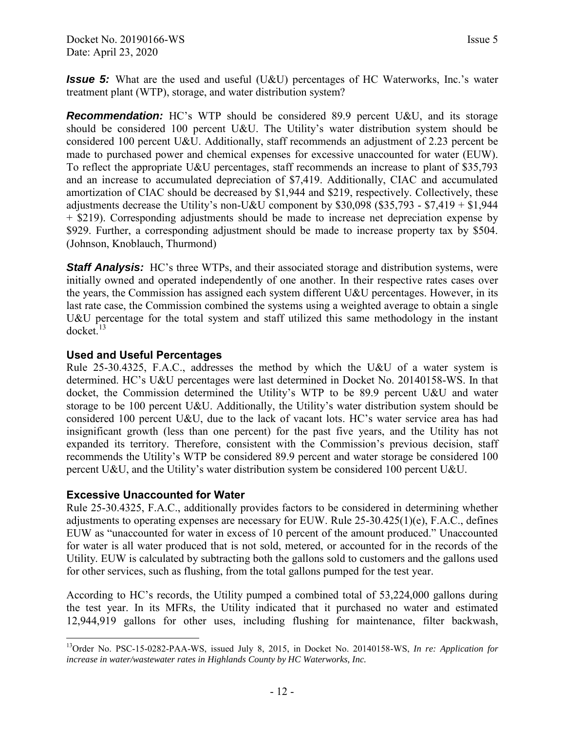***Issue 5:*** What are the used and useful (U&U) percentages of HC Waterworks, Inc.'s water treatment plant (WTP), storage, and water distribution system?

***Recommendation:*** HC's WTP should be considered 89.9 percent U&U, and its storage should be considered 100 percent U&U. The Utility's water distribution system should be considered 100 percent U&U. Additionally, staff recommends an adjustment of 2.23 percent be made to purchased power and chemical expenses for excessive unaccounted for water (EUW). To reflect the appropriate U&U percentages, staff recommends an increase to plant of $35,793 and an increase to accumulated depreciation of $7,419. Additionally, CIAC and accumulated amortization of CIAC should be decreased by $1,944 and $219, respectively. Collectively, these adjustments decrease the Utility's non-U&U component by $30,098 ($35,793 - $7,419 + $1,944 + $219). Corresponding adjustments should be made to increase net depreciation expense by $929. Further, a corresponding adjustment should be made to increase property tax by $504. (Johnson, Knoblauch, Thurmond)

***Staff Analysis:*** HC's three WTPs, and their associated storage and distribution systems, were initially owned and operated independently of one another. In their respective rates cases over the years, the Commission has assigned each system different U&U percentages. However, in its last rate case, the Commission combined the systems using a weighted average to obtain a single U&U percentage for the total system and staff utilized this same methodology in the instant docket.[13]

### Used and Useful Percentages

Rule 25-30.4325, F.A.C., addresses the method by which the U&U of a water system is determined. HC's U&U percentages were last determined in Docket No. 20140158-WS. In that docket, the Commission determined the Utility's WTP to be 89.9 percent U&U and water storage to be 100 percent U&U. Additionally, the Utility's water distribution system should be considered 100 percent U&U, due to the lack of vacant lots. HC's water service area has had insignificant growth (less than one percent) for the past five years, and the Utility has not expanded its territory. Therefore, consistent with the Commission's previous decision, staff recommends the Utility's WTP be considered 89.9 percent and water storage be considered 100 percent U&U, and the Utility's water distribution system be considered 100 percent U&U.

### Excessive Unaccounted for Water

Rule 25-30.4325, F.A.C., additionally provides factors to be considered in determining whether adjustments to operating expenses are necessary for EUW. Rule 25-30.425(1)(e), F.A.C., defines EUW as "unaccounted for water in excess of 10 percent of the amount produced." Unaccounted for water is all water produced that is not sold, metered, or accounted for in the records of the Utility. EUW is calculated by subtracting both the gallons sold to customers and the gallons used for other services, such as flushing, from the total gallons pumped for the test year.

According to HC's records, the Utility pumped a combined total of 53,224,000 gallons during the test year. In its MFRs, the Utility indicated that it purchased no water and estimated 12,944,919 gallons for other uses, including flushing for maintenance, filter backwash,

---

[13]Order No. PSC-15-0282-PAA-WS, issued July 8, 2015, in Docket No. 20140158-WS, *In re: Application for increase in water/wastewater rates in Highlands County by HC Waterworks, Inc.*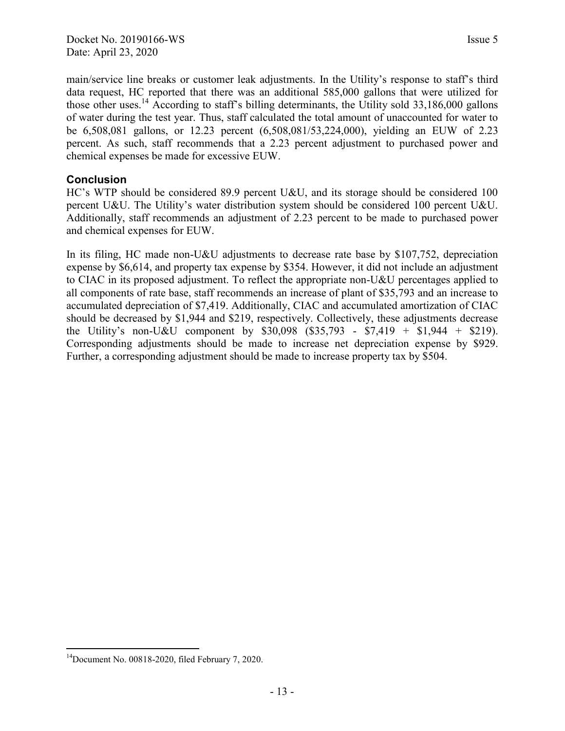main/service line breaks or customer leak adjustments. In the Utility's response to staff's third data request, HC reported that there was an additional 585,000 gallons that were utilized for those other uses.[14] According to staff's billing determinants, the Utility sold 33,186,000 gallons of water during the test year. Thus, staff calculated the total amount of unaccounted for water to be 6,508,081 gallons, or 12.23 percent (6,508,081/53,224,000), yielding an EUW of 2.23 percent. As such, staff recommends that a 2.23 percent adjustment to purchased power and chemical expenses be made for excessive EUW.

## Conclusion

HC's WTP should be considered 89.9 percent U&U, and its storage should be considered 100 percent U&U. The Utility's water distribution system should be considered 100 percent U&U. Additionally, staff recommends an adjustment of 2.23 percent to be made to purchased power and chemical expenses for EUW.

In its filing, HC made non-U&U adjustments to decrease rate base by $107,752, depreciation expense by $6,614, and property tax expense by $354. However, it did not include an adjustment to CIAC in its proposed adjustment. To reflect the appropriate non-U&U percentages applied to all components of rate base, staff recommends an increase of plant of $35,793 and an increase to accumulated depreciation of $7,419. Additionally, CIAC and accumulated amortization of CIAC should be decreased by $1,944 and $219, respectively. Collectively, these adjustments decrease the Utility's non-U&U component by $30,098 ($35,793 - $7,419 + $1,944 + $219). Corresponding adjustments should be made to increase net depreciation expense by $929. Further, a corresponding adjustment should be made to increase property tax by $504.

---

[14] Document No. 00818-2020, filed February 7, 2020.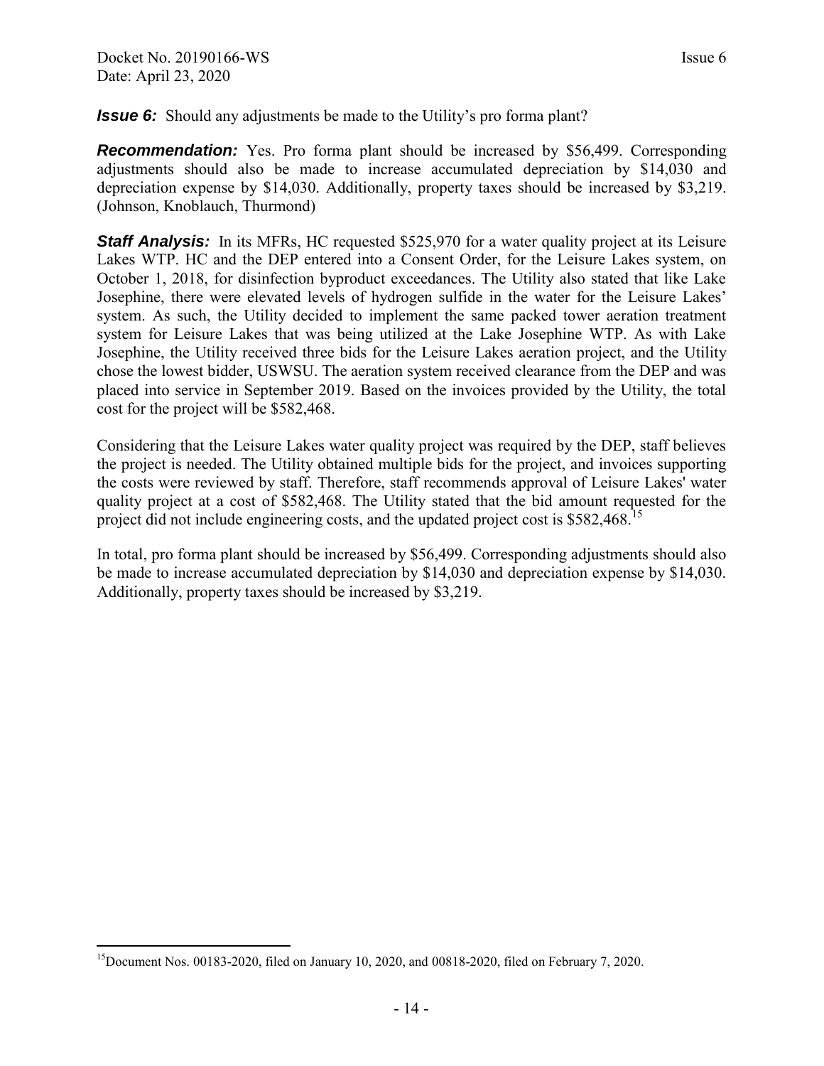***Issue 6:*** Should any adjustments be made to the Utility's pro forma plant?

***Recommendation:*** Yes. Pro forma plant should be increased by $56,499. Corresponding adjustments should also be made to increase accumulated depreciation by $14,030 and depreciation expense by $14,030. Additionally, property taxes should be increased by $3,219. (Johnson, Knoblauch, Thurmond)

***Staff Analysis:*** In its MFRs, HC requested $525,970 for a water quality project at its Leisure Lakes WTP. HC and the DEP entered into a Consent Order, for the Leisure Lakes system, on October 1, 2018, for disinfection byproduct exceedances. The Utility also stated that like Lake Josephine, there were elevated levels of hydrogen sulfide in the water for the Leisure Lakes' system. As such, the Utility decided to implement the same packed tower aeration treatment system for Leisure Lakes that was being utilized at the Lake Josephine WTP. As with Lake Josephine, the Utility received three bids for the Leisure Lakes aeration project, and the Utility chose the lowest bidder, USWSU. The aeration system received clearance from the DEP and was placed into service in September 2019. Based on the invoices provided by the Utility, the total cost for the project will be $582,468.

Considering that the Leisure Lakes water quality project was required by the DEP, staff believes the project is needed. The Utility obtained multiple bids for the project, and invoices supporting the costs were reviewed by staff. Therefore, staff recommends approval of Leisure Lakes' water quality project at a cost of $582,468. The Utility stated that the bid amount requested for the project did not include engineering costs, and the updated project cost is $582,468.[15]

In total, pro forma plant should be increased by $56,499. Corresponding adjustments should also be made to increase accumulated depreciation by $14,030 and depreciation expense by $14,030. Additionally, property taxes should be increased by $3,219.

---

[15] Document Nos. 00183-2020, filed on January 10, 2020, and 00818-2020, filed on February 7, 2020.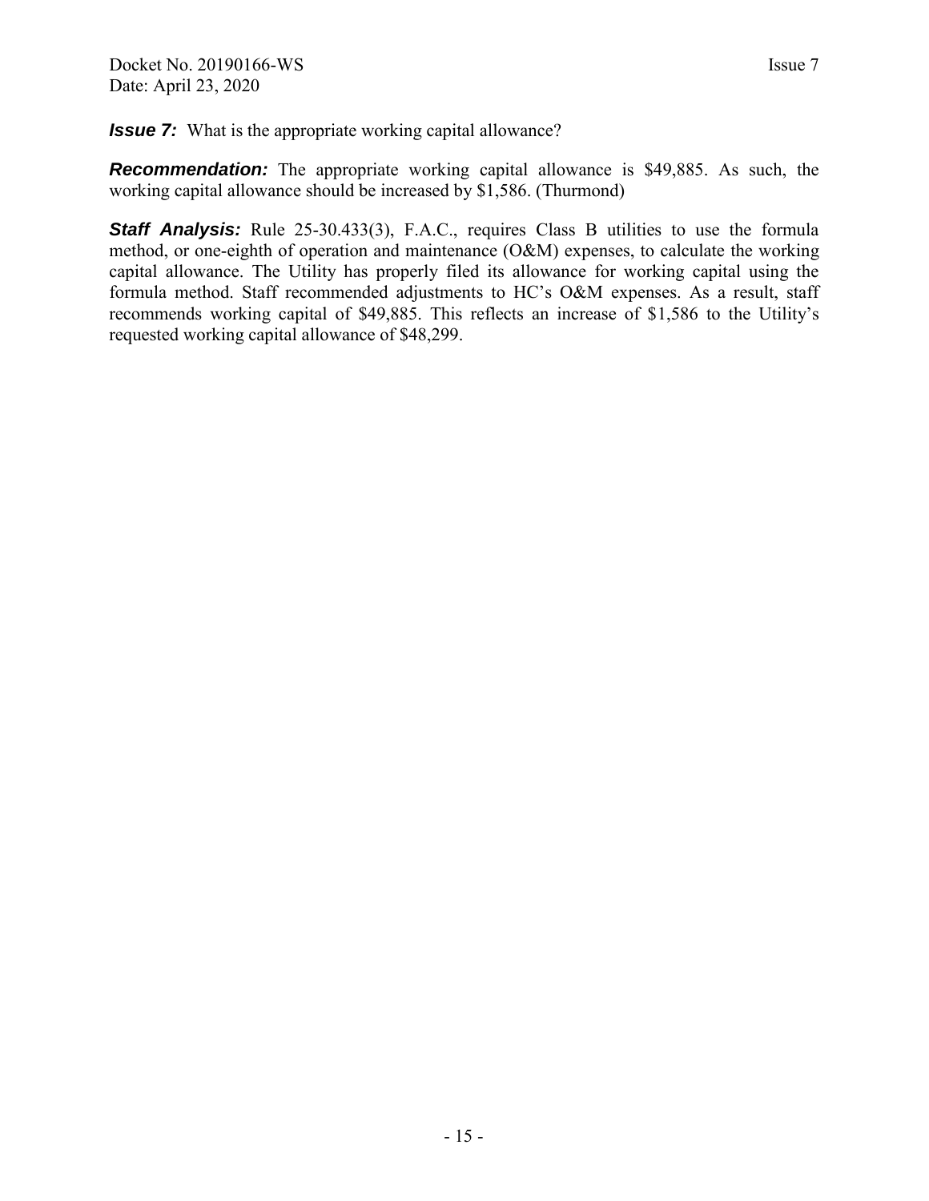***Issue 7:*** What is the appropriate working capital allowance?

***Recommendation:*** The appropriate working capital allowance is $49,885. As such, the working capital allowance should be increased by $1,586. (Thurmond)

***Staff Analysis:*** Rule 25-30.433(3), F.A.C., requires Class B utilities to use the formula method, or one-eighth of operation and maintenance (O&M) expenses, to calculate the working capital allowance. The Utility has properly filed its allowance for working capital using the formula method. Staff recommended adjustments to HC's O&M expenses. As a result, staff recommends working capital of $49,885. This reflects an increase of $1,586 to the Utility's requested working capital allowance of $48,299.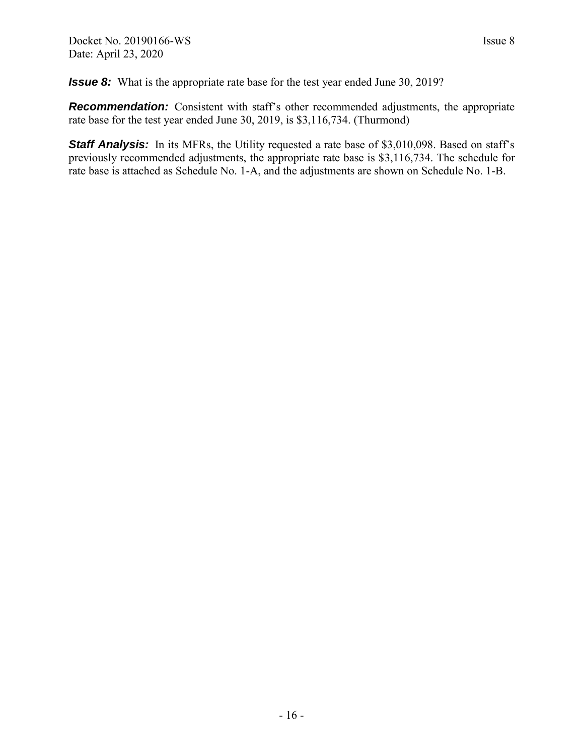***Issue 8:*** What is the appropriate rate base for the test year ended June 30, 2019?

***Recommendation:*** Consistent with staff's other recommended adjustments, the appropriate rate base for the test year ended June 30, 2019, is $3,116,734. (Thurmond)

***Staff Analysis:*** In its MFRs, the Utility requested a rate base of $3,010,098. Based on staff's previously recommended adjustments, the appropriate rate base is $3,116,734. The schedule for rate base is attached as Schedule No. 1-A, and the adjustments are shown on Schedule No. 1-B.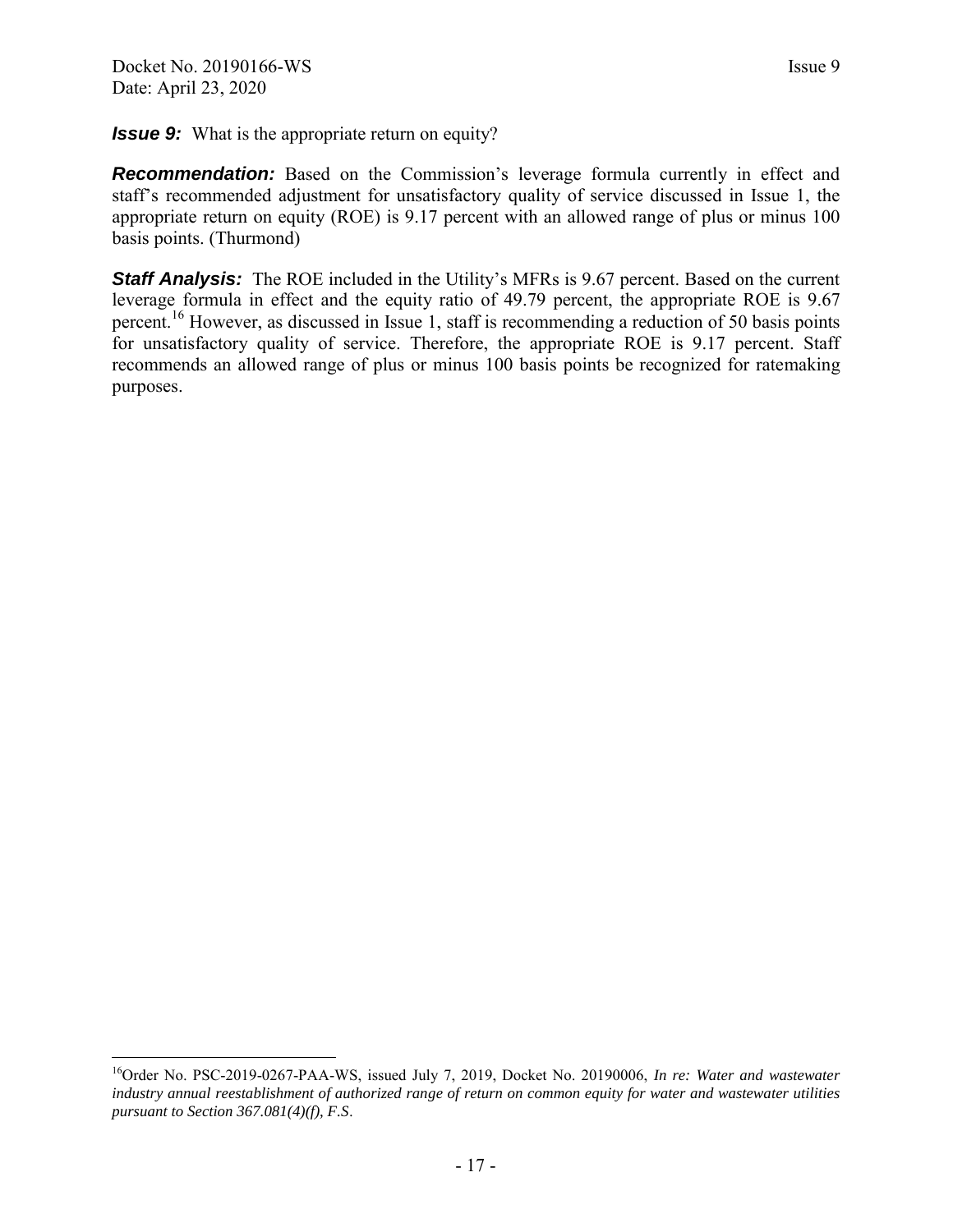***Issue 9:*** What is the appropriate return on equity?

***Recommendation:*** Based on the Commission's leverage formula currently in effect and staff's recommended adjustment for unsatisfactory quality of service discussed in Issue 1, the appropriate return on equity (ROE) is 9.17 percent with an allowed range of plus or minus 100 basis points. (Thurmond)

***Staff Analysis:*** The ROE included in the Utility's MFRs is 9.67 percent. Based on the current leverage formula in effect and the equity ratio of 49.79 percent, the appropriate ROE is 9.67 percent.[16] However, as discussed in Issue 1, staff is recommending a reduction of 50 basis points for unsatisfactory quality of service. Therefore, the appropriate ROE is 9.17 percent. Staff recommends an allowed range of plus or minus 100 basis points be recognized for ratemaking purposes.

---

[16] Order No. PSC-2019-0267-PAA-WS, issued July 7, 2019, Docket No. 20190006, *In re: Water and wastewater industry annual reestablishment of authorized range of return on common equity for water and wastewater utilities pursuant to Section 367.081(4)(f), F.S*.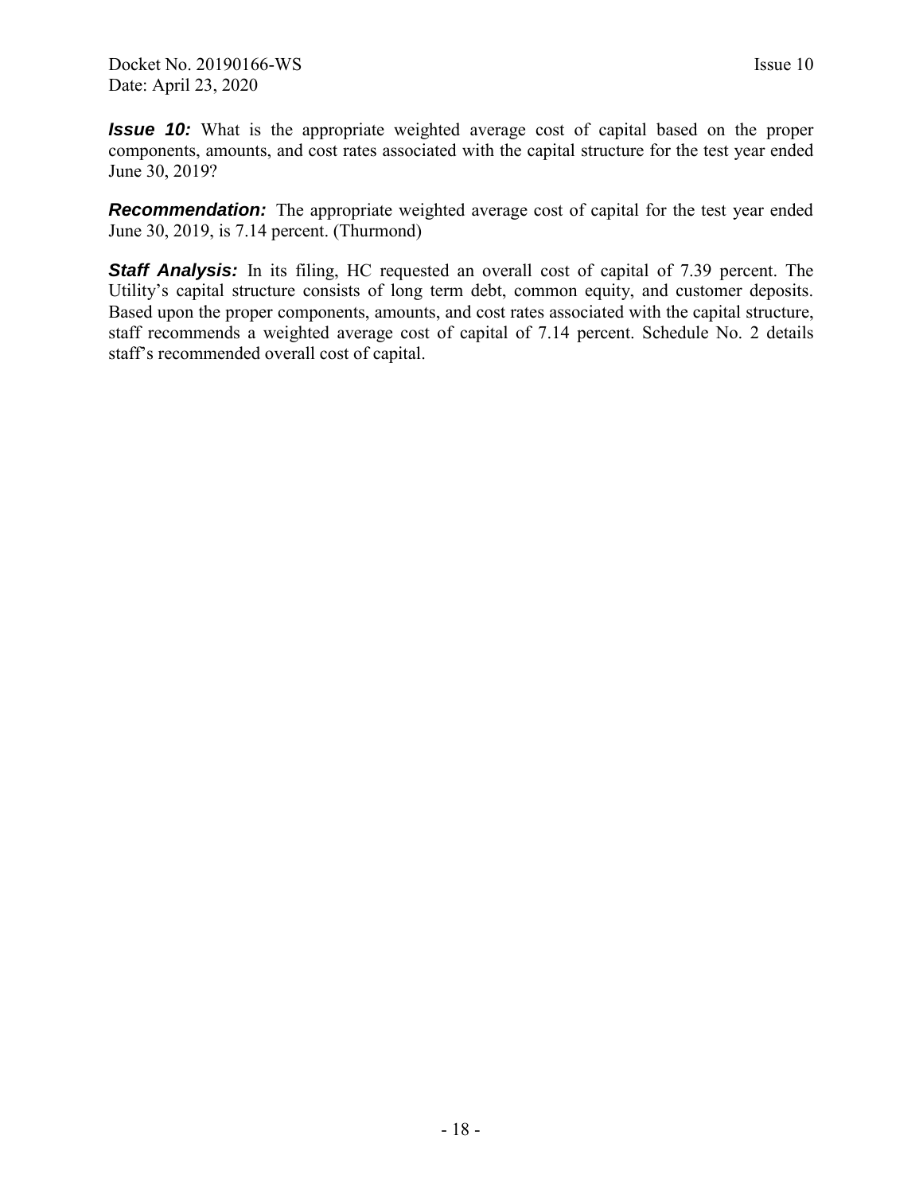***Issue 10:*** What is the appropriate weighted average cost of capital based on the proper components, amounts, and cost rates associated with the capital structure for the test year ended June 30, 2019?

***Recommendation:*** The appropriate weighted average cost of capital for the test year ended June 30, 2019, is 7.14 percent. (Thurmond)

***Staff Analysis:*** In its filing, HC requested an overall cost of capital of 7.39 percent. The Utility's capital structure consists of long term debt, common equity, and customer deposits. Based upon the proper components, amounts, and cost rates associated with the capital structure, staff recommends a weighted average cost of capital of 7.14 percent. Schedule No. 2 details staff's recommended overall cost of capital.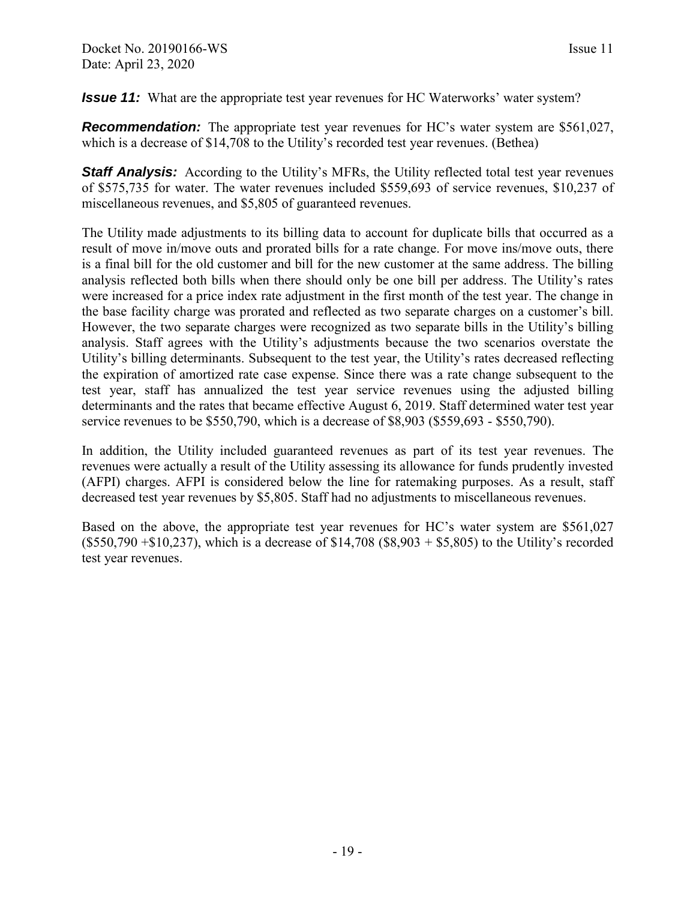***Issue 11:*** What are the appropriate test year revenues for HC Waterworks' water system?

***Recommendation:*** The appropriate test year revenues for HC's water system are $561,027, which is a decrease of $14,708 to the Utility's recorded test year revenues. (Bethea)

***Staff Analysis:*** According to the Utility's MFRs, the Utility reflected total test year revenues of $575,735 for water. The water revenues included $559,693 of service revenues, $10,237 of miscellaneous revenues, and $5,805 of guaranteed revenues.

The Utility made adjustments to its billing data to account for duplicate bills that occurred as a result of move in/move outs and prorated bills for a rate change. For move ins/move outs, there is a final bill for the old customer and bill for the new customer at the same address. The billing analysis reflected both bills when there should only be one bill per address. The Utility's rates were increased for a price index rate adjustment in the first month of the test year. The change in the base facility charge was prorated and reflected as two separate charges on a customer's bill. However, the two separate charges were recognized as two separate bills in the Utility's billing analysis. Staff agrees with the Utility's adjustments because the two scenarios overstate the Utility's billing determinants. Subsequent to the test year, the Utility's rates decreased reflecting the expiration of amortized rate case expense. Since there was a rate change subsequent to the test year, staff has annualized the test year service revenues using the adjusted billing determinants and the rates that became effective August 6, 2019. Staff determined water test year service revenues to be $550,790, which is a decrease of $8,903 ($559,693 - $550,790).

In addition, the Utility included guaranteed revenues as part of its test year revenues. The revenues were actually a result of the Utility assessing its allowance for funds prudently invested (AFPI) charges. AFPI is considered below the line for ratemaking purposes. As a result, staff decreased test year revenues by $5,805. Staff had no adjustments to miscellaneous revenues.

Based on the above, the appropriate test year revenues for HC's water system are $561,027 ($550,790 +$10,237), which is a decrease of $14,708 ($8,903 + $5,805) to the Utility's recorded test year revenues.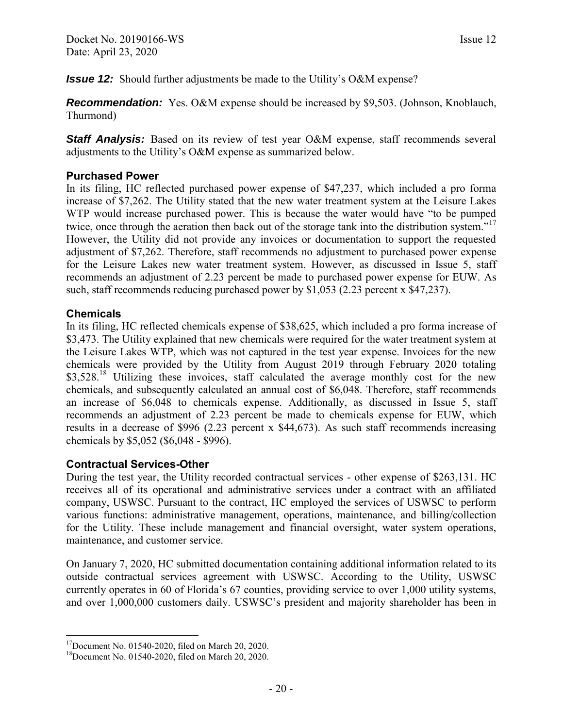***Issue 12:*** Should further adjustments be made to the Utility's O&M expense?

***Recommendation:*** Yes. O&M expense should be increased by $9,503. (Johnson, Knoblauch, Thurmond)

***Staff Analysis:*** Based on its review of test year O&M expense, staff recommends several adjustments to the Utility's O&M expense as summarized below.

### Purchased Power

In its filing, HC reflected purchased power expense of $47,237, which included a pro forma increase of $7,262. The Utility stated that the new water treatment system at the Leisure Lakes WTP would increase purchased power. This is because the water would have "to be pumped twice, once through the aeration then back out of the storage tank into the distribution system."[17] However, the Utility did not provide any invoices or documentation to support the requested adjustment of $7,262. Therefore, staff recommends no adjustment to purchased power expense for the Leisure Lakes new water treatment system. However, as discussed in Issue 5, staff recommends an adjustment of 2.23 percent be made to purchased power expense for EUW. As such, staff recommends reducing purchased power by $1,053 (2.23 percent x $47,237).

### Chemicals

In its filing, HC reflected chemicals expense of $38,625, which included a pro forma increase of $3,473. The Utility explained that new chemicals were required for the water treatment system at the Leisure Lakes WTP, which was not captured in the test year expense. Invoices for the new chemicals were provided by the Utility from August 2019 through February 2020 totaling $3,528.[18] Utilizing these invoices, staff calculated the average monthly cost for the new chemicals, and subsequently calculated an annual cost of $6,048. Therefore, staff recommends an increase of $6,048 to chemicals expense. Additionally, as discussed in Issue 5, staff recommends an adjustment of 2.23 percent be made to chemicals expense for EUW, which results in a decrease of $996 (2.23 percent x $44,673). As such staff recommends increasing chemicals by $5,052 ($6,048 - $996).

### Contractual Services-Other

During the test year, the Utility recorded contractual services - other expense of $263,131. HC receives all of its operational and administrative services under a contract with an affiliated company, USWSC. Pursuant to the contract, HC employed the services of USWSC to perform various functions: administrative management, operations, maintenance, and billing/collection for the Utility. These include management and financial oversight, water system operations, maintenance, and customer service.

On January 7, 2020, HC submitted documentation containing additional information related to its outside contractual services agreement with USWSC. According to the Utility, USWSC currently operates in 60 of Florida's 67 counties, providing service to over 1,000 utility systems, and over 1,000,000 customers daily. USWSC's president and majority shareholder has been in

---

[17] Document No. 01540-2020, filed on March 20, 2020.

[18] Document No. 01540-2020, filed on March 20, 2020.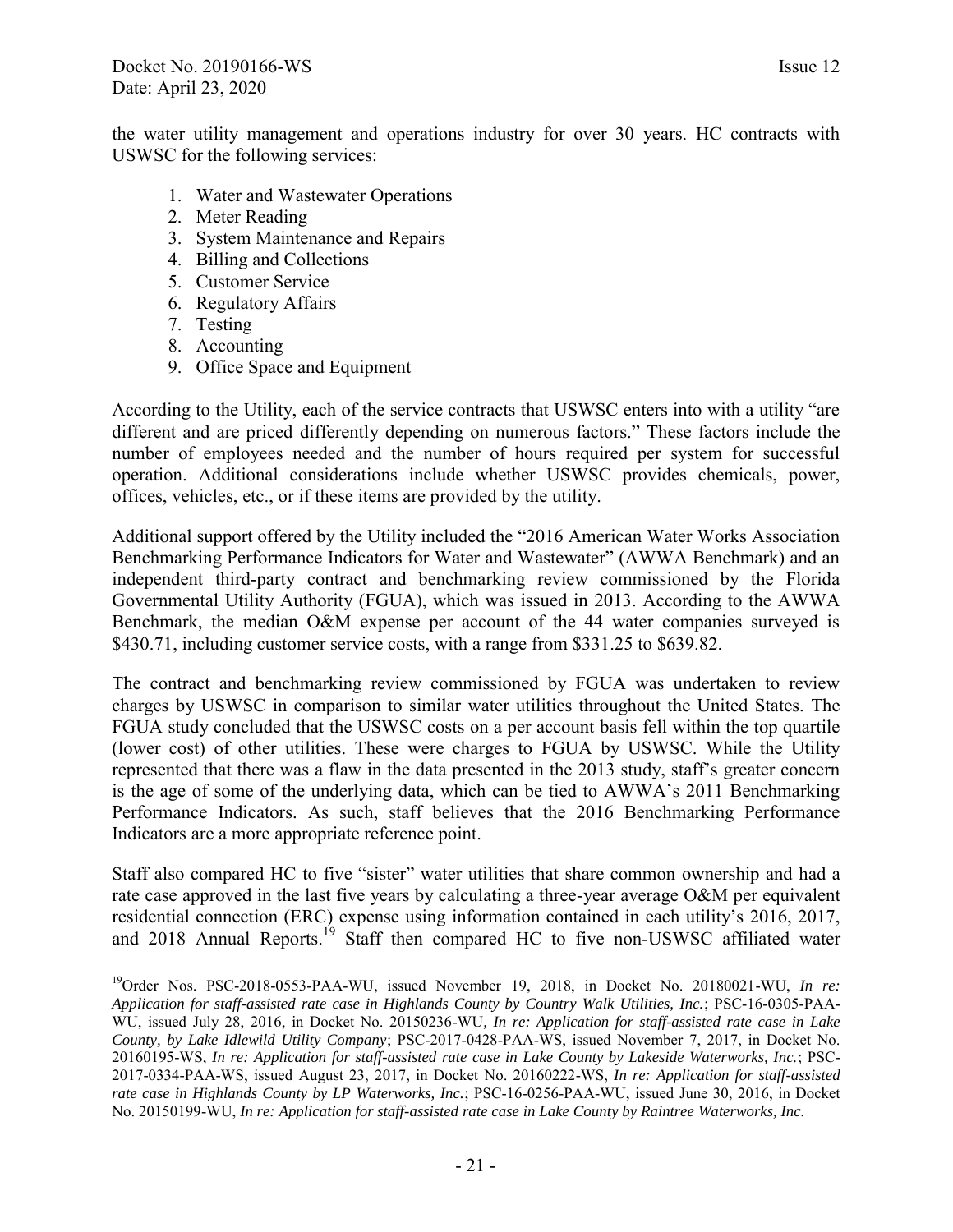the water utility management and operations industry for over 30 years. HC contracts with USWSC for the following services:

1. Water and Wastewater Operations
2. Meter Reading
3. System Maintenance and Repairs
4. Billing and Collections
5. Customer Service
6. Regulatory Affairs
7. Testing
8. Accounting
9. Office Space and Equipment

According to the Utility, each of the service contracts that USWSC enters into with a utility "are different and are priced differently depending on numerous factors." These factors include the number of employees needed and the number of hours required per system for successful operation. Additional considerations include whether USWSC provides chemicals, power, offices, vehicles, etc., or if these items are provided by the utility.

Additional support offered by the Utility included the "2016 American Water Works Association Benchmarking Performance Indicators for Water and Wastewater" (AWWA Benchmark) and an independent third-party contract and benchmarking review commissioned by the Florida Governmental Utility Authority (FGUA), which was issued in 2013. According to the AWWA Benchmark, the median O&M expense per account of the 44 water companies surveyed is $430.71, including customer service costs, with a range from $331.25 to $639.82.

The contract and benchmarking review commissioned by FGUA was undertaken to review charges by USWSC in comparison to similar water utilities throughout the United States. The FGUA study concluded that the USWSC costs on a per account basis fell within the top quartile (lower cost) of other utilities. These were charges to FGUA by USWSC. While the Utility represented that there was a flaw in the data presented in the 2013 study, staff's greater concern is the age of some of the underlying data, which can be tied to AWWA's 2011 Benchmarking Performance Indicators. As such, staff believes that the 2016 Benchmarking Performance Indicators are a more appropriate reference point.

Staff also compared HC to five "sister" water utilities that share common ownership and had a rate case approved in the last five years by calculating a three-year average O&M per equivalent residential connection (ERC) expense using information contained in each utility's 2016, 2017, and 2018 Annual Reports.[19] Staff then compared HC to five non-USWSC affiliated water

---

[19] Order Nos. PSC-2018-0553-PAA-WU, issued November 19, 2018, in Docket No. 20180021-WU, *In re: Application for staff-assisted rate case in Highlands County by Country Walk Utilities, Inc.*; PSC-16-0305-PAA-WU, issued July 28, 2016, in Docket No. 20150236-WU, *In re: Application for staff-assisted rate case in Lake County, by Lake Idlewild Utility Company*; PSC-2017-0428-PAA-WS, issued November 7, 2017, in Docket No. 20160195-WS, *In re: Application for staff-assisted rate case in Lake County by Lakeside Waterworks, Inc.*; PSC-2017-0334-PAA-WS, issued August 23, 2017, in Docket No. 20160222-WS, *In re: Application for staff-assisted rate case in Highlands County by LP Waterworks, Inc.*; PSC-16-0256-PAA-WU, issued June 30, 2016, in Docket No. 20150199-WU, *In re: Application for staff-assisted rate case in Lake County by Raintree Waterworks, Inc.*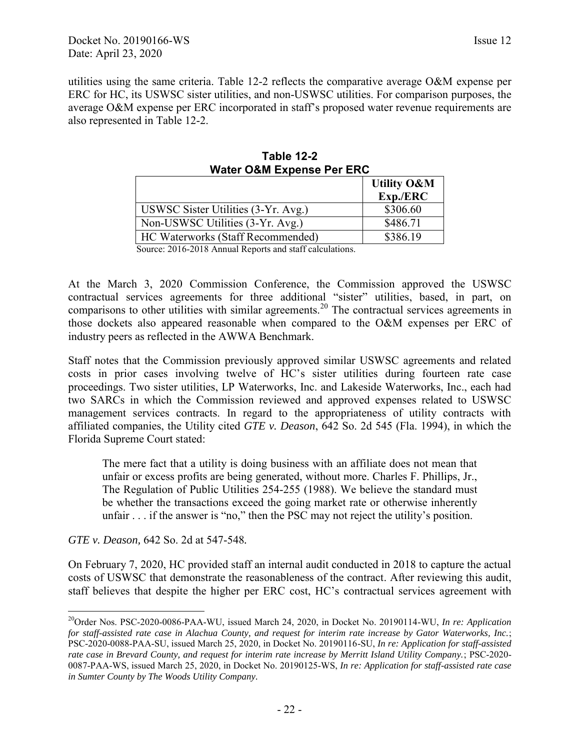utilities using the same criteria. Table 12-2 reflects the comparative average O&M expense per ERC for HC, its USWSC sister utilities, and non-USWSC utilities. For comparison purposes, the average O&M expense per ERC incorporated in staff's proposed water revenue requirements are also represented in Table 12-2.

**Table 12-2**
**Water O&M Expense Per ERC**

| | Utility O&M Exp./ERC |
|---|---|
| USWSC Sister Utilities (3-Yr. Avg.) | \$306.60 |
| Non-USWSC Utilities (3-Yr. Avg.) | \$486.71 |
| HC Waterworks (Staff Recommended) | \$386.19 |

Source: 2016-2018 Annual Reports and staff calculations.

At the March 3, 2020 Commission Conference, the Commission approved the USWSC contractual services agreements for three additional "sister" utilities, based, in part, on comparisons to other utilities with similar agreements.[20] The contractual services agreements in those dockets also appeared reasonable when compared to the O&M expenses per ERC of industry peers as reflected in the AWWA Benchmark.

Staff notes that the Commission previously approved similar USWSC agreements and related costs in prior cases involving twelve of HC's sister utilities during fourteen rate case proceedings. Two sister utilities, LP Waterworks, Inc. and Lakeside Waterworks, Inc., each had two SARCs in which the Commission reviewed and approved expenses related to USWSC management services contracts. In regard to the appropriateness of utility contracts with affiliated companies, the Utility cited *GTE v. Deason*, 642 So. 2d 545 (Fla. 1994), in which the Florida Supreme Court stated:

> The mere fact that a utility is doing business with an affiliate does not mean that unfair or excess profits are being generated, without more. Charles F. Phillips, Jr., The Regulation of Public Utilities 254-255 (1988). We believe the standard must be whether the transactions exceed the going market rate or otherwise inherently unfair . . . if the answer is "no," then the PSC may not reject the utility's position.

*GTE v. Deason,* 642 So. 2d at 547-548*.*

On February 7, 2020, HC provided staff an internal audit conducted in 2018 to capture the actual costs of USWSC that demonstrate the reasonableness of the contract. After reviewing this audit, staff believes that despite the higher per ERC cost, HC's contractual services agreement with

---

[20]Order Nos. PSC-2020-0086-PAA-WU, issued March 24, 2020, in Docket No. 20190114-WU, *In re: Application for staff-assisted rate case in Alachua County, and request for interim rate increase by Gator Waterworks, Inc.*; PSC-2020-0088-PAA-SU, issued March 25, 2020, in Docket No. 20190116-SU, *In re: Application for staff-assisted rate case in Brevard County, and request for interim rate increase by Merritt Island Utility Company.*; PSC-2020-0087-PAA-WS, issued March 25, 2020, in Docket No. 20190125-WS, *In re: Application for staff-assisted rate case in Sumter County by The Woods Utility Company*.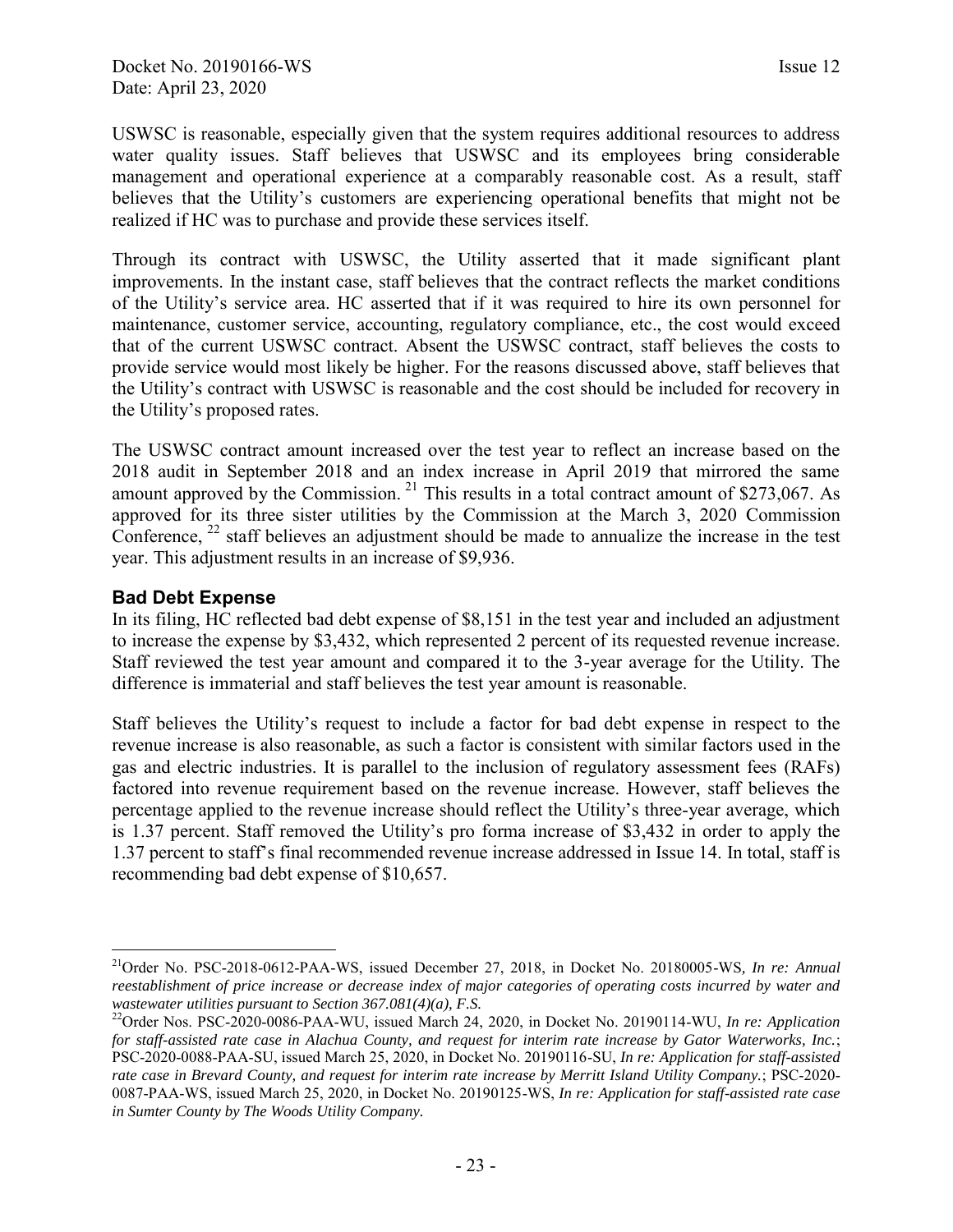USWSC is reasonable, especially given that the system requires additional resources to address water quality issues. Staff believes that USWSC and its employees bring considerable management and operational experience at a comparably reasonable cost. As a result, staff believes that the Utility's customers are experiencing operational benefits that might not be realized if HC was to purchase and provide these services itself.

Through its contract with USWSC, the Utility asserted that it made significant plant improvements. In the instant case, staff believes that the contract reflects the market conditions of the Utility's service area. HC asserted that if it was required to hire its own personnel for maintenance, customer service, accounting, regulatory compliance, etc., the cost would exceed that of the current USWSC contract. Absent the USWSC contract, staff believes the costs to provide service would most likely be higher. For the reasons discussed above, staff believes that the Utility's contract with USWSC is reasonable and the cost should be included for recovery in the Utility's proposed rates.

The USWSC contract amount increased over the test year to reflect an increase based on the 2018 audit in September 2018 and an index increase in April 2019 that mirrored the same amount approved by the Commission.[21] This results in a total contract amount of $273,067. As approved for its three sister utilities by the Commission at the March 3, 2020 Commission Conference,[22] staff believes an adjustment should be made to annualize the increase in the test year. This adjustment results in an increase of $9,936.

### Bad Debt Expense

In its filing, HC reflected bad debt expense of $8,151 in the test year and included an adjustment to increase the expense by $3,432, which represented 2 percent of its requested revenue increase. Staff reviewed the test year amount and compared it to the 3-year average for the Utility. The difference is immaterial and staff believes the test year amount is reasonable.

Staff believes the Utility's request to include a factor for bad debt expense in respect to the revenue increase is also reasonable, as such a factor is consistent with similar factors used in the gas and electric industries. It is parallel to the inclusion of regulatory assessment fees (RAFs) factored into revenue requirement based on the revenue increase. However, staff believes the percentage applied to the revenue increase should reflect the Utility's three-year average, which is 1.37 percent. Staff removed the Utility's pro forma increase of $3,432 in order to apply the 1.37 percent to staff's final recommended revenue increase addressed in Issue 14. In total, staff is recommending bad debt expense of $10,657.

---

[21] Order No. PSC-2018-0612-PAA-WS, issued December 27, 2018, in Docket No. 20180005-WS, *In re: Annual reestablishment of price increase or decrease index of major categories of operating costs incurred by water and wastewater utilities pursuant to Section 367.081(4)(a), F.S.*

[22] Order Nos. PSC-2020-0086-PAA-WU, issued March 24, 2020, in Docket No. 20190114-WU, *In re: Application for staff-assisted rate case in Alachua County, and request for interim rate increase by Gator Waterworks, Inc.*; PSC-2020-0088-PAA-SU, issued March 25, 2020, in Docket No. 20190116-SU, *In re: Application for staff-assisted rate case in Brevard County, and request for interim rate increase by Merritt Island Utility Company.*; PSC-2020-0087-PAA-WS, issued March 25, 2020, in Docket No. 20190125-WS, *In re: Application for staff-assisted rate case in Sumter County by The Woods Utility Company.*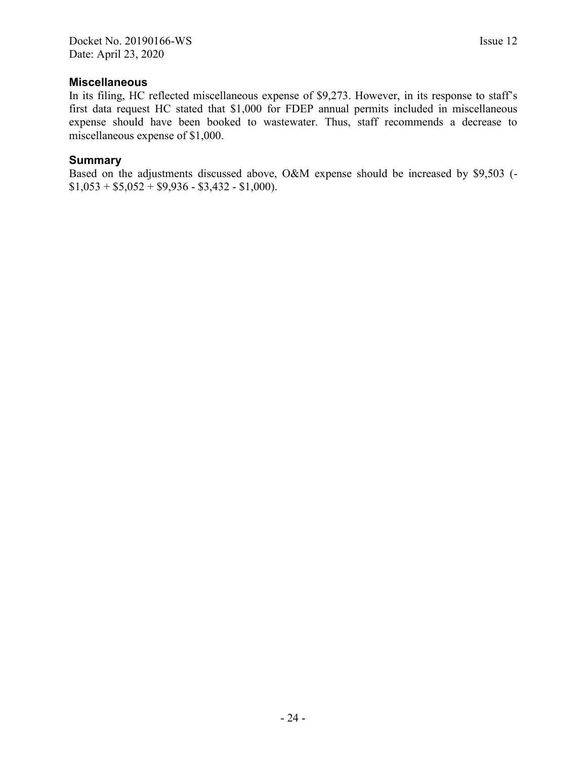### Miscellaneous

In its filing, HC reflected miscellaneous expense of $9,273. However, in its response to staff's first data request HC stated that $1,000 for FDEP annual permits included in miscellaneous expense should have been booked to wastewater. Thus, staff recommends a decrease to miscellaneous expense of $1,000.

### Summary

Based on the adjustments discussed above, O&M expense should be increased by $9,503 (-$1,053 + $5,052 + $9,936 - $3,432 - $1,000).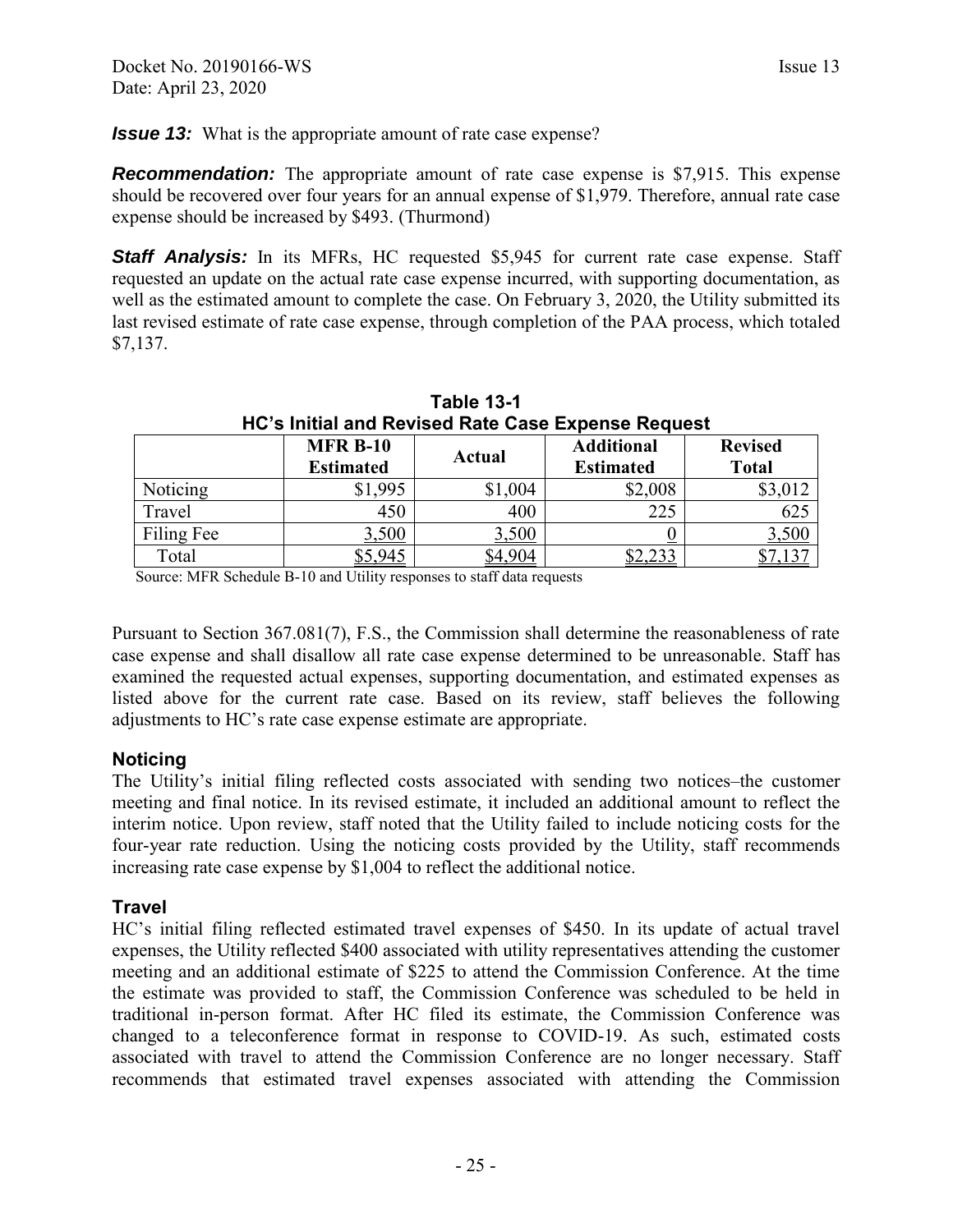***Issue 13:*** What is the appropriate amount of rate case expense?

***Recommendation:*** The appropriate amount of rate case expense is $7,915. This expense should be recovered over four years for an annual expense of $1,979. Therefore, annual rate case expense should be increased by $493. (Thurmond)

***Staff Analysis:*** In its MFRs, HC requested $5,945 for current rate case expense. Staff requested an update on the actual rate case expense incurred, with supporting documentation, as well as the estimated amount to complete the case. On February 3, 2020, the Utility submitted its last revised estimate of rate case expense, through completion of the PAA process, which totaled $7,137.

**Table 13-1**
**HC's Initial and Revised Rate Case Expense Request**

| | MFR B-10 Estimated | Actual | Additional Estimated | Revised Total |
|---|---|---|---|---|
| Noticing | $1,995 | $1,004 | $2,008 | $3,012 |
| Travel | 450 | 400 | 225 | 625 |
| Filing Fee | 3,500 | 3,500 | 0 | 3,500 |
| Total | $5,945 | $4,904 | $2,233 | $7,137 |

Source: MFR Schedule B-10 and Utility responses to staff data requests

Pursuant to Section 367.081(7), F.S., the Commission shall determine the reasonableness of rate case expense and shall disallow all rate case expense determined to be unreasonable. Staff has examined the requested actual expenses, supporting documentation, and estimated expenses as listed above for the current rate case. Based on its review, staff believes the following adjustments to HC's rate case expense estimate are appropriate.

### Noticing

The Utility's initial filing reflected costs associated with sending two notices–the customer meeting and final notice. In its revised estimate, it included an additional amount to reflect the interim notice. Upon review, staff noted that the Utility failed to include noticing costs for the four-year rate reduction. Using the noticing costs provided by the Utility, staff recommends increasing rate case expense by $1,004 to reflect the additional notice.

### Travel

HC's initial filing reflected estimated travel expenses of $450. In its update of actual travel expenses, the Utility reflected $400 associated with utility representatives attending the customer meeting and an additional estimate of $225 to attend the Commission Conference. At the time the estimate was provided to staff, the Commission Conference was scheduled to be held in traditional in-person format. After HC filed its estimate, the Commission Conference was changed to a teleconference format in response to COVID-19. As such, estimated costs associated with travel to attend the Commission Conference are no longer necessary. Staff recommends that estimated travel expenses associated with attending the Commission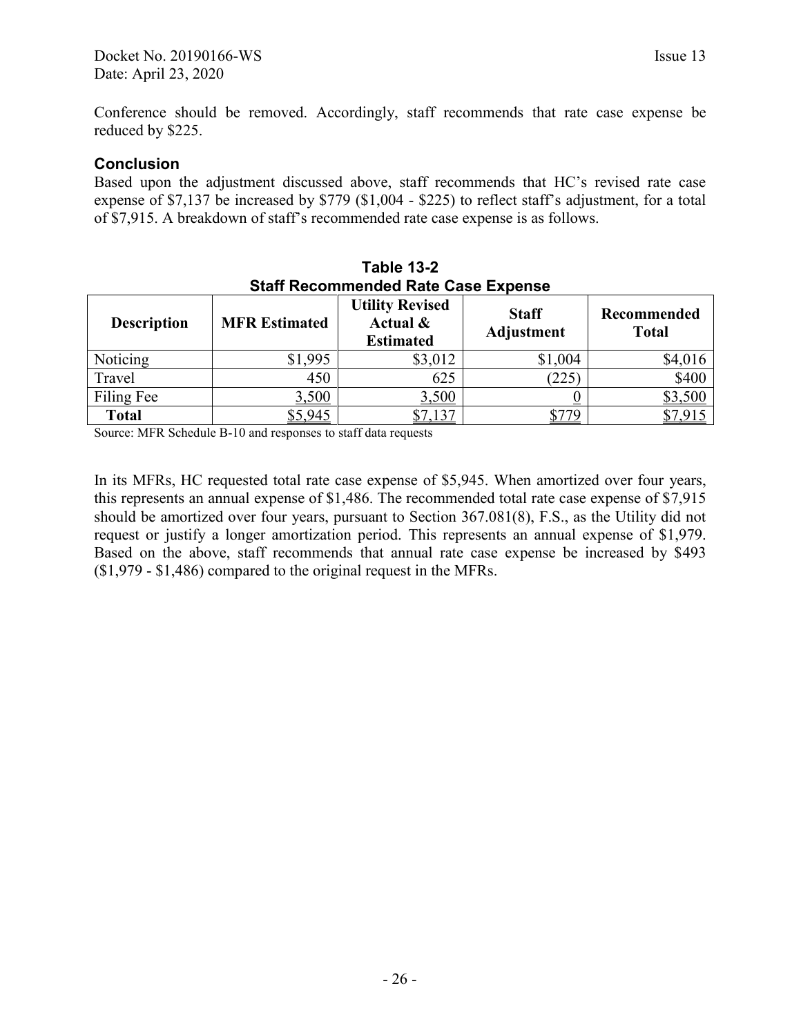Conference should be removed. Accordingly, staff recommends that rate case expense be reduced by $225.

### Conclusion

Based upon the adjustment discussed above, staff recommends that HC's revised rate case expense of $7,137 be increased by $779 ($1,004 - $225) to reflect staff's adjustment, for a total of $7,915. A breakdown of staff's recommended rate case expense is as follows.

**Table 13-2**
**Staff Recommended Rate Case Expense**

| Description | MFR Estimated | Utility Revised Actual & Estimated | Staff Adjustment | Recommended Total |
|---|---:|---:|---:|---:|
| Noticing | $1,995 | $3,012 | $1,004 | $4,016 |
| Travel | 450 | 625 | (225) | $400 |
| Filing Fee | 3,500 | 3,500 | 0 | $3,500 |
| **Total** | $5,945 | $7,137 | $779 | $7,915 |

Source: MFR Schedule B-10 and responses to staff data requests

In its MFRs, HC requested total rate case expense of $5,945. When amortized over four years, this represents an annual expense of $1,486. The recommended total rate case expense of $7,915 should be amortized over four years, pursuant to Section 367.081(8), F.S., as the Utility did not request or justify a longer amortization period. This represents an annual expense of $1,979. Based on the above, staff recommends that annual rate case expense be increased by $493 ($1,979 - $1,486) compared to the original request in the MFRs.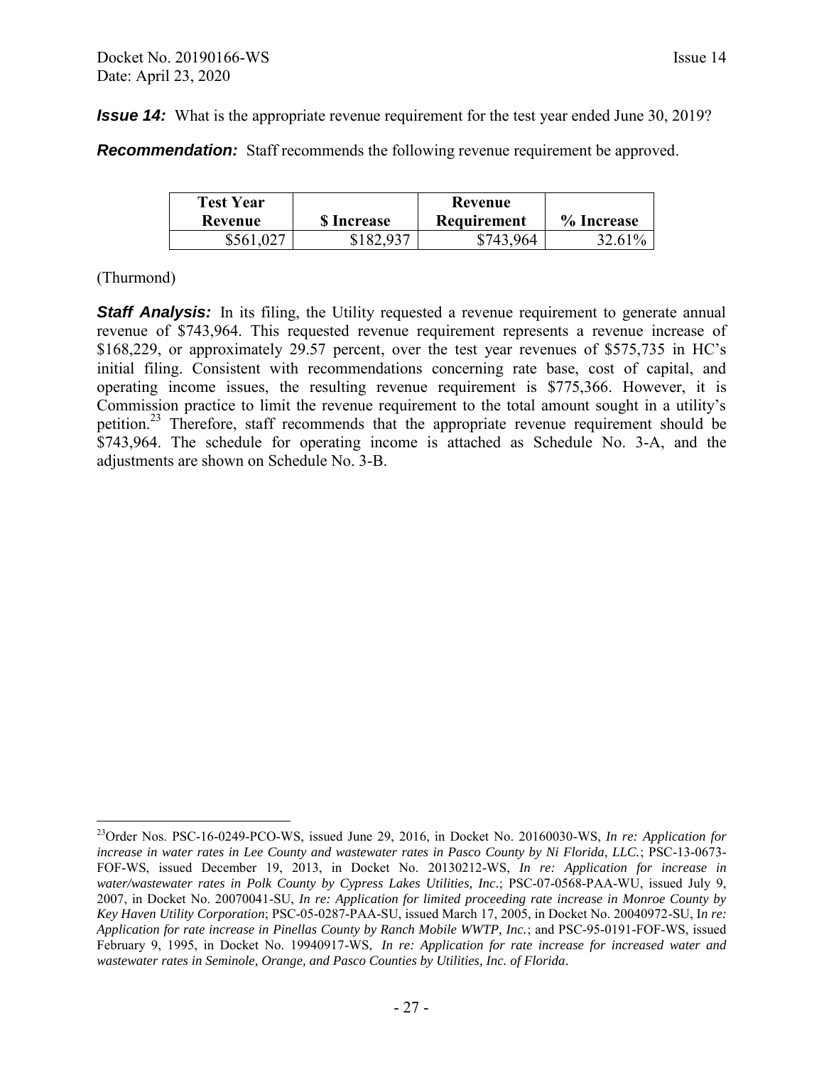***Issue 14:*** What is the appropriate revenue requirement for the test year ended June 30, 2019?

***Recommendation:*** Staff recommends the following revenue requirement be approved.

| Test Year Revenue | $ Increase | Revenue Requirement | % Increase |
|---|---|---|---|
| $561,027 | $182,937 | $743,964 | 32.61% |

(Thurmond)

***Staff Analysis:*** In its filing, the Utility requested a revenue requirement to generate annual revenue of $743,964. This requested revenue requirement represents a revenue increase of $168,229, or approximately 29.57 percent, over the test year revenues of $575,735 in HC's initial filing. Consistent with recommendations concerning rate base, cost of capital, and operating income issues, the resulting revenue requirement is $775,366. However, it is Commission practice to limit the revenue requirement to the total amount sought in a utility's petition.[23] Therefore, staff recommends that the appropriate revenue requirement should be $743,964. The schedule for operating income is attached as Schedule No. 3-A, and the adjustments are shown on Schedule No. 3-B.

---

[23]Order Nos. PSC-16-0249-PCO-WS, issued June 29, 2016, in Docket No. 20160030-WS, *In re: Application for increase in water rates in Lee County and wastewater rates in Pasco County by Ni Florida, LLC.*; PSC-13-0673-FOF-WS, issued December 19, 2013, in Docket No. 20130212-WS, *In re: Application for increase in water/wastewater rates in Polk County by Cypress Lakes Utilities, Inc*.; PSC-07-0568-PAA-WU, issued July 9, 2007, in Docket No. 20070041-SU, *In re: Application for limited proceeding rate increase in Monroe County by Key Haven Utility Corporation*; PSC-05-0287-PAA-SU, issued March 17, 2005, in Docket No. 20040972-SU, I*n re: Application for rate increase in Pinellas County by Ranch Mobile WWTP, Inc.*; and PSC-95-0191-FOF-WS, issued February 9, 1995, in Docket No. 19940917-WS, *In re: Application for rate increase for increased water and wastewater rates in Seminole, Orange, and Pasco Counties by Utilities, Inc. of Florida*.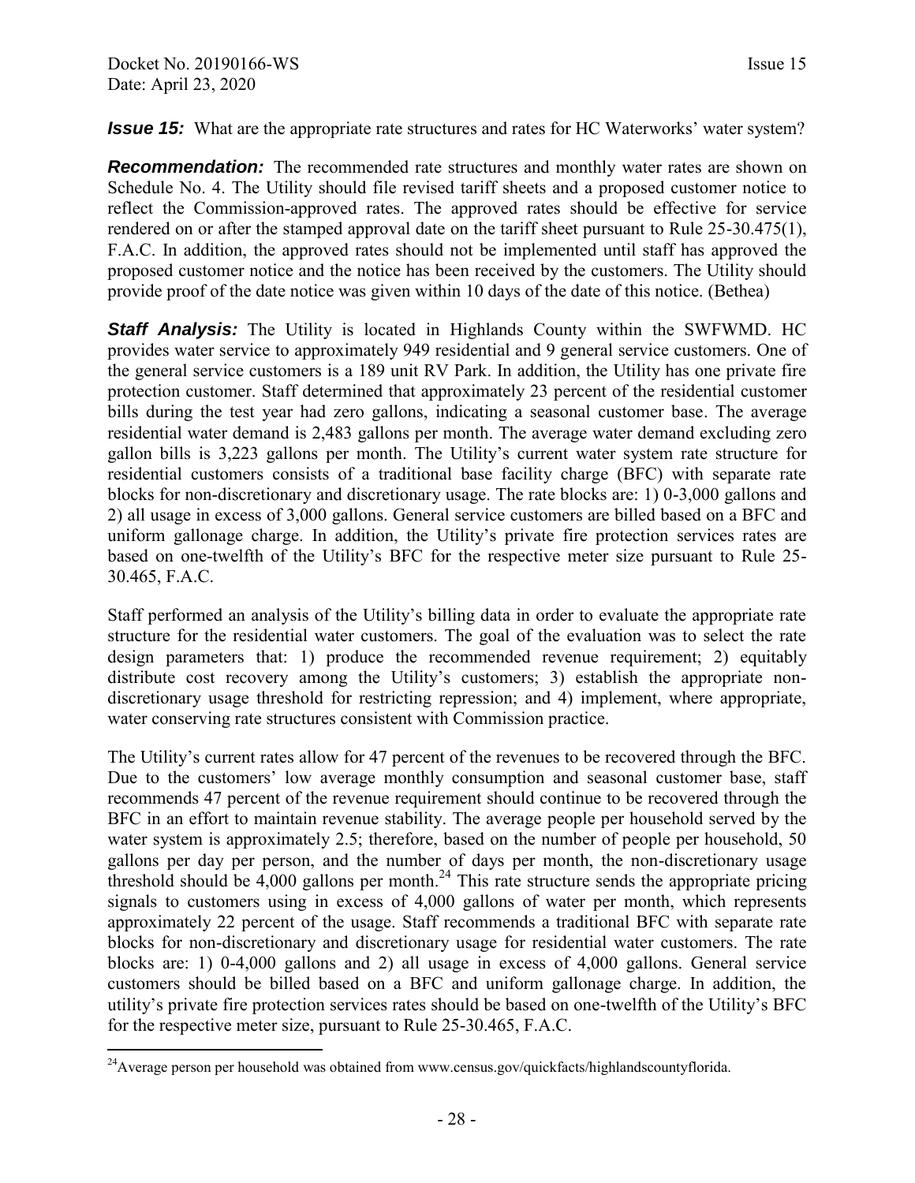***Issue 15:*** What are the appropriate rate structures and rates for HC Waterworks' water system?

***Recommendation:*** The recommended rate structures and monthly water rates are shown on Schedule No. 4. The Utility should file revised tariff sheets and a proposed customer notice to reflect the Commission-approved rates. The approved rates should be effective for service rendered on or after the stamped approval date on the tariff sheet pursuant to Rule 25-30.475(1), F.A.C. In addition, the approved rates should not be implemented until staff has approved the proposed customer notice and the notice has been received by the customers. The Utility should provide proof of the date notice was given within 10 days of the date of this notice. (Bethea)

***Staff Analysis:*** The Utility is located in Highlands County within the SWFWMD. HC provides water service to approximately 949 residential and 9 general service customers. One of the general service customers is a 189 unit RV Park. In addition, the Utility has one private fire protection customer. Staff determined that approximately 23 percent of the residential customer bills during the test year had zero gallons, indicating a seasonal customer base. The average residential water demand is 2,483 gallons per month. The average water demand excluding zero gallon bills is 3,223 gallons per month. The Utility's current water system rate structure for residential customers consists of a traditional base facility charge (BFC) with separate rate blocks for non-discretionary and discretionary usage. The rate blocks are: 1) 0-3,000 gallons and 2) all usage in excess of 3,000 gallons. General service customers are billed based on a BFC and uniform gallonage charge. In addition, the Utility's private fire protection services rates are based on one-twelfth of the Utility's BFC for the respective meter size pursuant to Rule 25-30.465, F.A.C.

Staff performed an analysis of the Utility's billing data in order to evaluate the appropriate rate structure for the residential water customers. The goal of the evaluation was to select the rate design parameters that: 1) produce the recommended revenue requirement; 2) equitably distribute cost recovery among the Utility's customers; 3) establish the appropriate non-discretionary usage threshold for restricting repression; and 4) implement, where appropriate, water conserving rate structures consistent with Commission practice.

The Utility's current rates allow for 47 percent of the revenues to be recovered through the BFC. Due to the customers' low average monthly consumption and seasonal customer base, staff recommends 47 percent of the revenue requirement should continue to be recovered through the BFC in an effort to maintain revenue stability. The average people per household served by the water system is approximately 2.5; therefore, based on the number of people per household, 50 gallons per day per person, and the number of days per month, the non-discretionary usage threshold should be 4,000 gallons per month.[24] This rate structure sends the appropriate pricing signals to customers using in excess of 4,000 gallons of water per month, which represents approximately 22 percent of the usage. Staff recommends a traditional BFC with separate rate blocks for non-discretionary and discretionary usage for residential water customers. The rate blocks are: 1) 0-4,000 gallons and 2) all usage in excess of 4,000 gallons. General service customers should be billed based on a BFC and uniform gallonage charge. In addition, the utility's private fire protection services rates should be based on one-twelfth of the Utility's BFC for the respective meter size, pursuant to Rule 25-30.465, F.A.C.

---

[24]Average person per household was obtained from www.census.gov/quickfacts/highlandscountyflorida.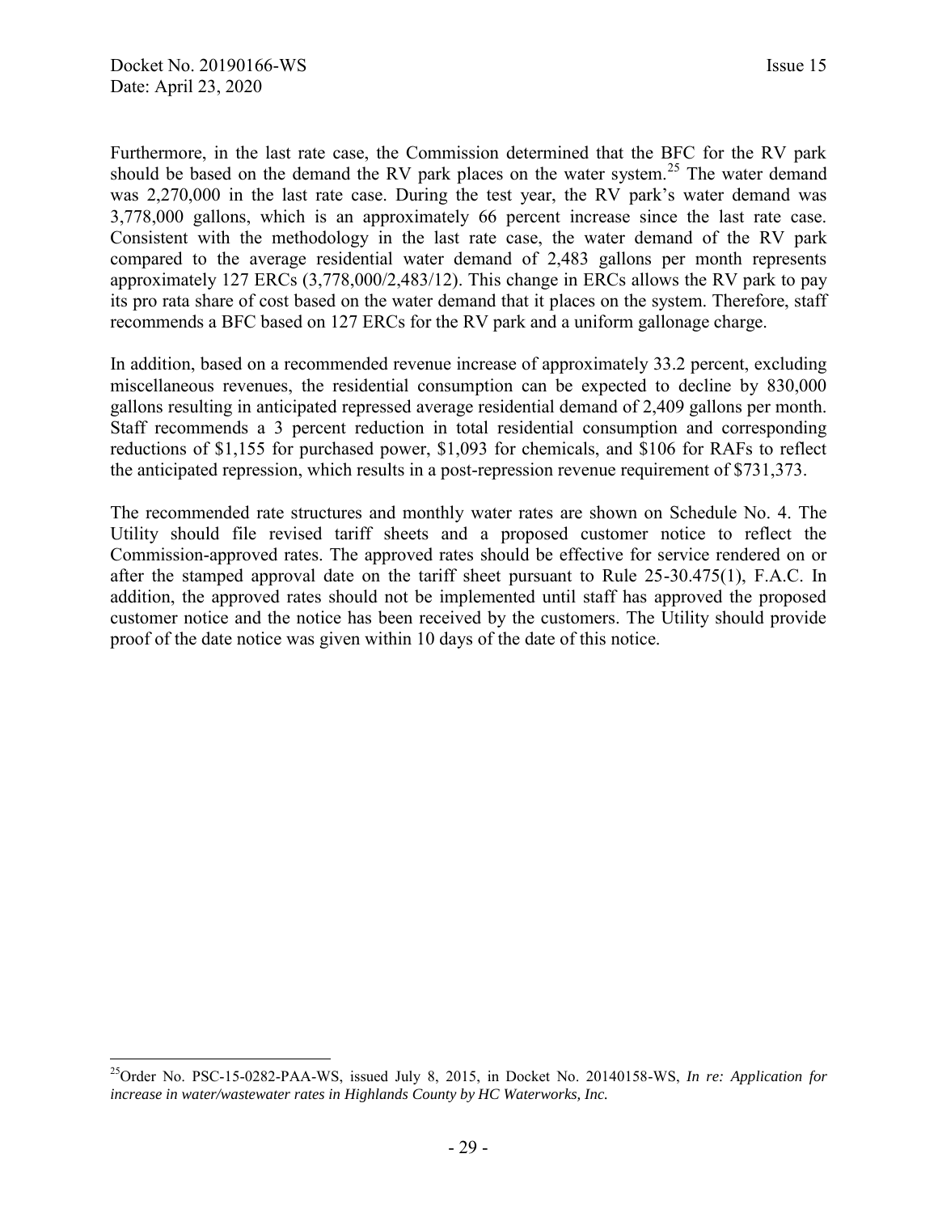Furthermore, in the last rate case, the Commission determined that the BFC for the RV park should be based on the demand the RV park places on the water system.[25] The water demand was 2,270,000 in the last rate case. During the test year, the RV park's water demand was 3,778,000 gallons, which is an approximately 66 percent increase since the last rate case. Consistent with the methodology in the last rate case, the water demand of the RV park compared to the average residential water demand of 2,483 gallons per month represents approximately 127 ERCs (3,778,000/2,483/12). This change in ERCs allows the RV park to pay its pro rata share of cost based on the water demand that it places on the system. Therefore, staff recommends a BFC based on 127 ERCs for the RV park and a uniform gallonage charge.

In addition, based on a recommended revenue increase of approximately 33.2 percent, excluding miscellaneous revenues, the residential consumption can be expected to decline by 830,000 gallons resulting in anticipated repressed average residential demand of 2,409 gallons per month. Staff recommends a 3 percent reduction in total residential consumption and corresponding reductions of $1,155 for purchased power, $1,093 for chemicals, and $106 for RAFs to reflect the anticipated repression, which results in a post-repression revenue requirement of $731,373.

The recommended rate structures and monthly water rates are shown on Schedule No. 4. The Utility should file revised tariff sheets and a proposed customer notice to reflect the Commission-approved rates. The approved rates should be effective for service rendered on or after the stamped approval date on the tariff sheet pursuant to Rule 25-30.475(1), F.A.C. In addition, the approved rates should not be implemented until staff has approved the proposed customer notice and the notice has been received by the customers. The Utility should provide proof of the date notice was given within 10 days of the date of this notice.

---

[25] Order No. PSC-15-0282-PAA-WS, issued July 8, 2015, in Docket No. 20140158-WS, *In re: Application for increase in water/wastewater rates in Highlands County by HC Waterworks, Inc.*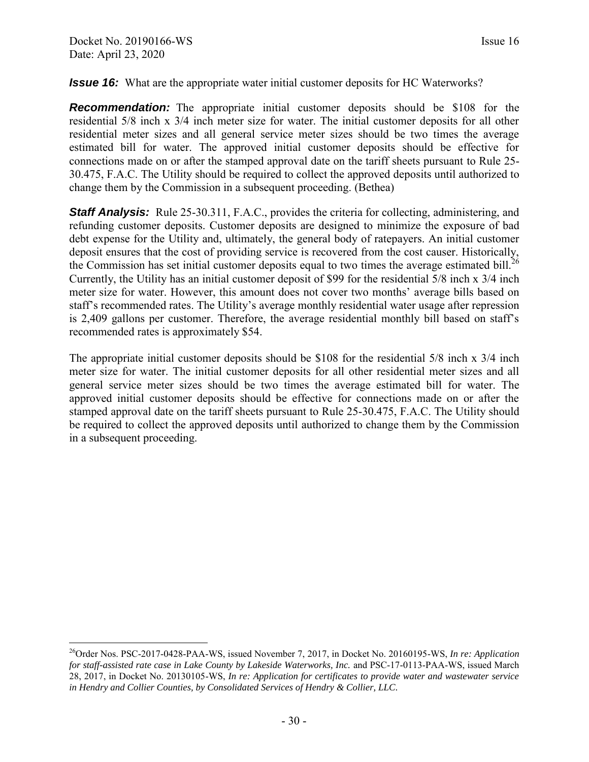***Issue 16:*** What are the appropriate water initial customer deposits for HC Waterworks?

***Recommendation:*** The appropriate initial customer deposits should be $108 for the residential 5/8 inch x 3/4 inch meter size for water. The initial customer deposits for all other residential meter sizes and all general service meter sizes should be two times the average estimated bill for water. The approved initial customer deposits should be effective for connections made on or after the stamped approval date on the tariff sheets pursuant to Rule 25-30.475, F.A.C. The Utility should be required to collect the approved deposits until authorized to change them by the Commission in a subsequent proceeding. (Bethea)

***Staff Analysis:*** Rule 25-30.311, F.A.C., provides the criteria for collecting, administering, and refunding customer deposits. Customer deposits are designed to minimize the exposure of bad debt expense for the Utility and, ultimately, the general body of ratepayers. An initial customer deposit ensures that the cost of providing service is recovered from the cost causer. Historically, the Commission has set initial customer deposits equal to two times the average estimated bill.[26] Currently, the Utility has an initial customer deposit of $99 for the residential 5/8 inch x 3/4 inch meter size for water. However, this amount does not cover two months' average bills based on staff's recommended rates. The Utility's average monthly residential water usage after repression is 2,409 gallons per customer. Therefore, the average residential monthly bill based on staff's recommended rates is approximately $54.

The appropriate initial customer deposits should be $108 for the residential 5/8 inch x 3/4 inch meter size for water. The initial customer deposits for all other residential meter sizes and all general service meter sizes should be two times the average estimated bill for water. The approved initial customer deposits should be effective for connections made on or after the stamped approval date on the tariff sheets pursuant to Rule 25-30.475, F.A.C. The Utility should be required to collect the approved deposits until authorized to change them by the Commission in a subsequent proceeding.

---

[26] Order Nos. PSC-2017-0428-PAA-WS, issued November 7, 2017, in Docket No. 20160195-WS, *In re: Application for staff-assisted rate case in Lake County by Lakeside Waterworks, Inc.* and PSC-17-0113-PAA-WS, issued March 28, 2017, in Docket No. 20130105-WS, *In re: Application for certificates to provide water and wastewater service in Hendry and Collier Counties, by Consolidated Services of Hendry & Collier, LLC.*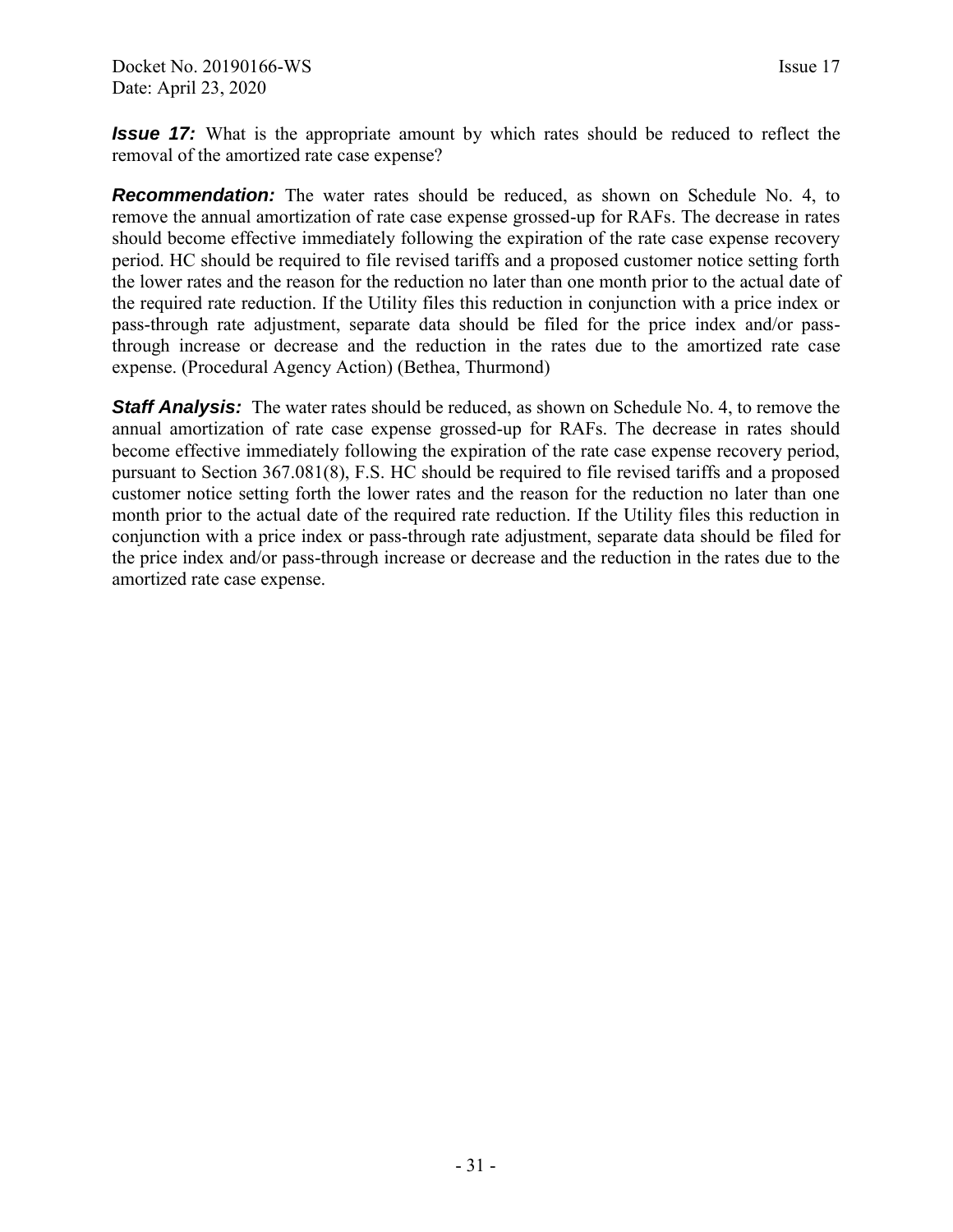***Issue 17:*** What is the appropriate amount by which rates should be reduced to reflect the removal of the amortized rate case expense?

***Recommendation:*** The water rates should be reduced, as shown on Schedule No. 4, to remove the annual amortization of rate case expense grossed-up for RAFs. The decrease in rates should become effective immediately following the expiration of the rate case expense recovery period. HC should be required to file revised tariffs and a proposed customer notice setting forth the lower rates and the reason for the reduction no later than one month prior to the actual date of the required rate reduction. If the Utility files this reduction in conjunction with a price index or pass-through rate adjustment, separate data should be filed for the price index and/or pass-through increase or decrease and the reduction in the rates due to the amortized rate case expense. (Procedural Agency Action) (Bethea, Thurmond)

***Staff Analysis:*** The water rates should be reduced, as shown on Schedule No. 4, to remove the annual amortization of rate case expense grossed-up for RAFs. The decrease in rates should become effective immediately following the expiration of the rate case expense recovery period, pursuant to Section 367.081(8), F.S. HC should be required to file revised tariffs and a proposed customer notice setting forth the lower rates and the reason for the reduction no later than one month prior to the actual date of the required rate reduction. If the Utility files this reduction in conjunction with a price index or pass-through rate adjustment, separate data should be filed for the price index and/or pass-through increase or decrease and the reduction in the rates due to the amortized rate case expense.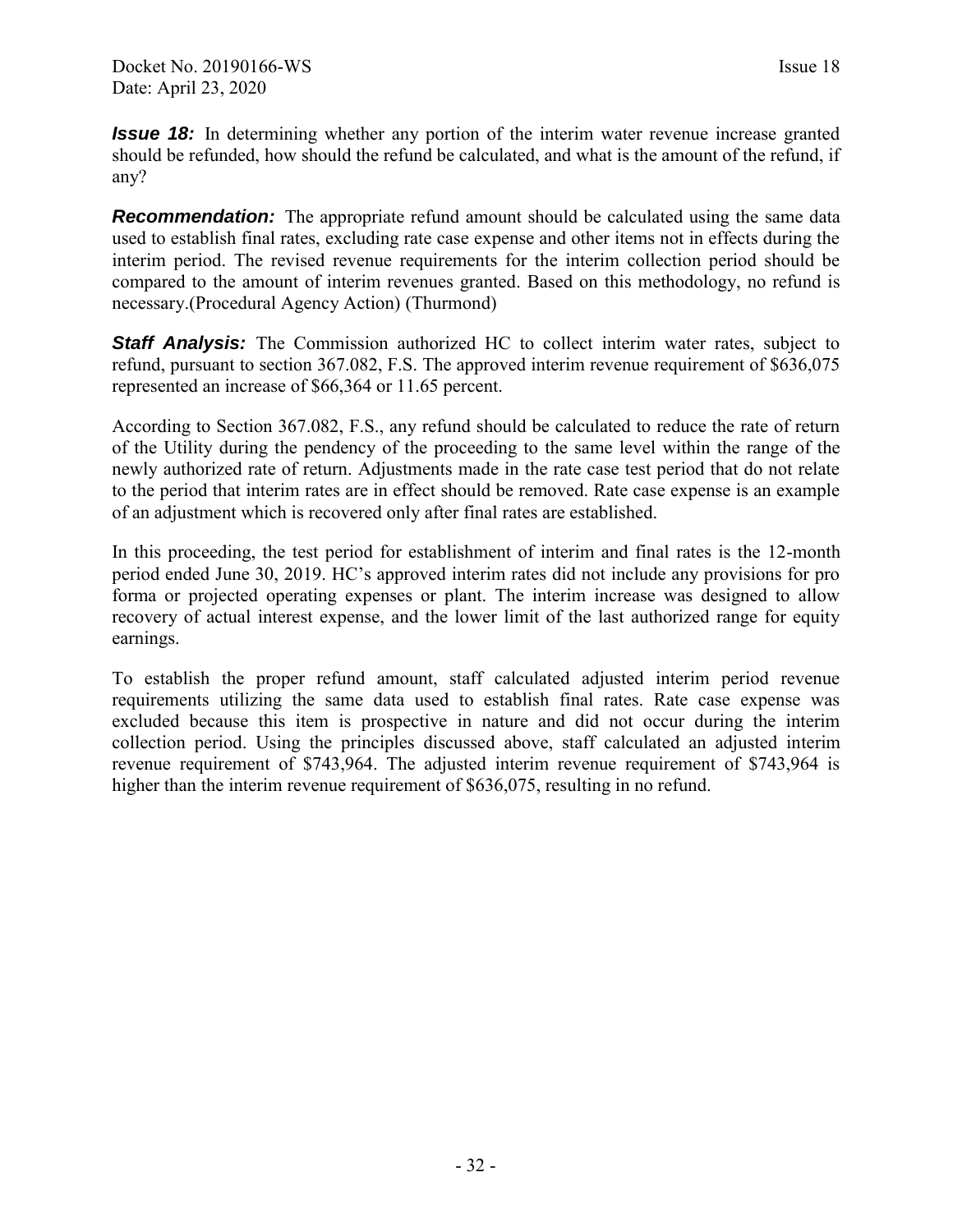***Issue 18:*** In determining whether any portion of the interim water revenue increase granted should be refunded, how should the refund be calculated, and what is the amount of the refund, if any?

***Recommendation:*** The appropriate refund amount should be calculated using the same data used to establish final rates, excluding rate case expense and other items not in effects during the interim period. The revised revenue requirements for the interim collection period should be compared to the amount of interim revenues granted. Based on this methodology, no refund is necessary.(Procedural Agency Action) (Thurmond)

***Staff Analysis:*** The Commission authorized HC to collect interim water rates, subject to refund, pursuant to section 367.082, F.S. The approved interim revenue requirement of $636,075 represented an increase of $66,364 or 11.65 percent.

According to Section 367.082, F.S., any refund should be calculated to reduce the rate of return of the Utility during the pendency of the proceeding to the same level within the range of the newly authorized rate of return. Adjustments made in the rate case test period that do not relate to the period that interim rates are in effect should be removed. Rate case expense is an example of an adjustment which is recovered only after final rates are established.

In this proceeding, the test period for establishment of interim and final rates is the 12-month period ended June 30, 2019. HC's approved interim rates did not include any provisions for pro forma or projected operating expenses or plant. The interim increase was designed to allow recovery of actual interest expense, and the lower limit of the last authorized range for equity earnings.

To establish the proper refund amount, staff calculated adjusted interim period revenue requirements utilizing the same data used to establish final rates. Rate case expense was excluded because this item is prospective in nature and did not occur during the interim collection period. Using the principles discussed above, staff calculated an adjusted interim revenue requirement of $743,964. The adjusted interim revenue requirement of $743,964 is higher than the interim revenue requirement of $636,075, resulting in no refund.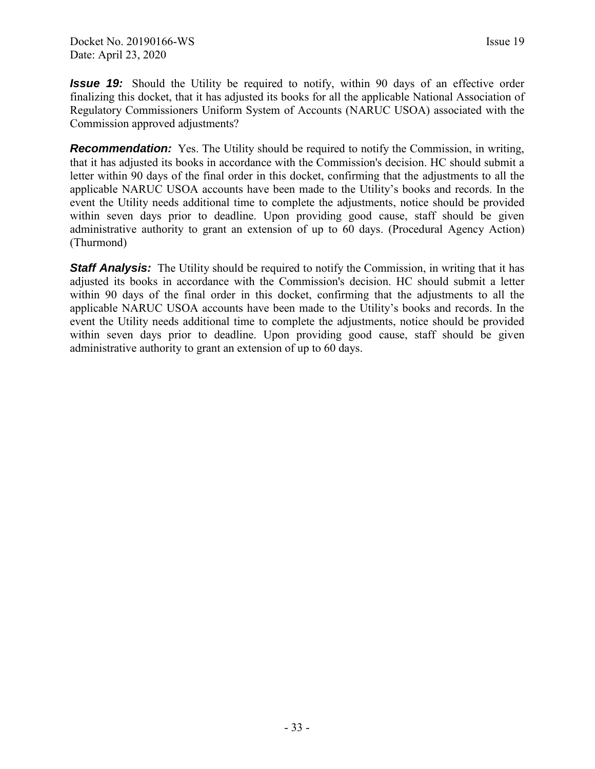***Issue 19:*** Should the Utility be required to notify, within 90 days of an effective order finalizing this docket, that it has adjusted its books for all the applicable National Association of Regulatory Commissioners Uniform System of Accounts (NARUC USOA) associated with the Commission approved adjustments?

***Recommendation:*** Yes. The Utility should be required to notify the Commission, in writing, that it has adjusted its books in accordance with the Commission's decision. HC should submit a letter within 90 days of the final order in this docket, confirming that the adjustments to all the applicable NARUC USOA accounts have been made to the Utility's books and records. In the event the Utility needs additional time to complete the adjustments, notice should be provided within seven days prior to deadline. Upon providing good cause, staff should be given administrative authority to grant an extension of up to 60 days. (Procedural Agency Action) (Thurmond)

***Staff Analysis:*** The Utility should be required to notify the Commission, in writing that it has adjusted its books in accordance with the Commission's decision. HC should submit a letter within 90 days of the final order in this docket, confirming that the adjustments to all the applicable NARUC USOA accounts have been made to the Utility's books and records. In the event the Utility needs additional time to complete the adjustments, notice should be provided within seven days prior to deadline. Upon providing good cause, staff should be given administrative authority to grant an extension of up to 60 days.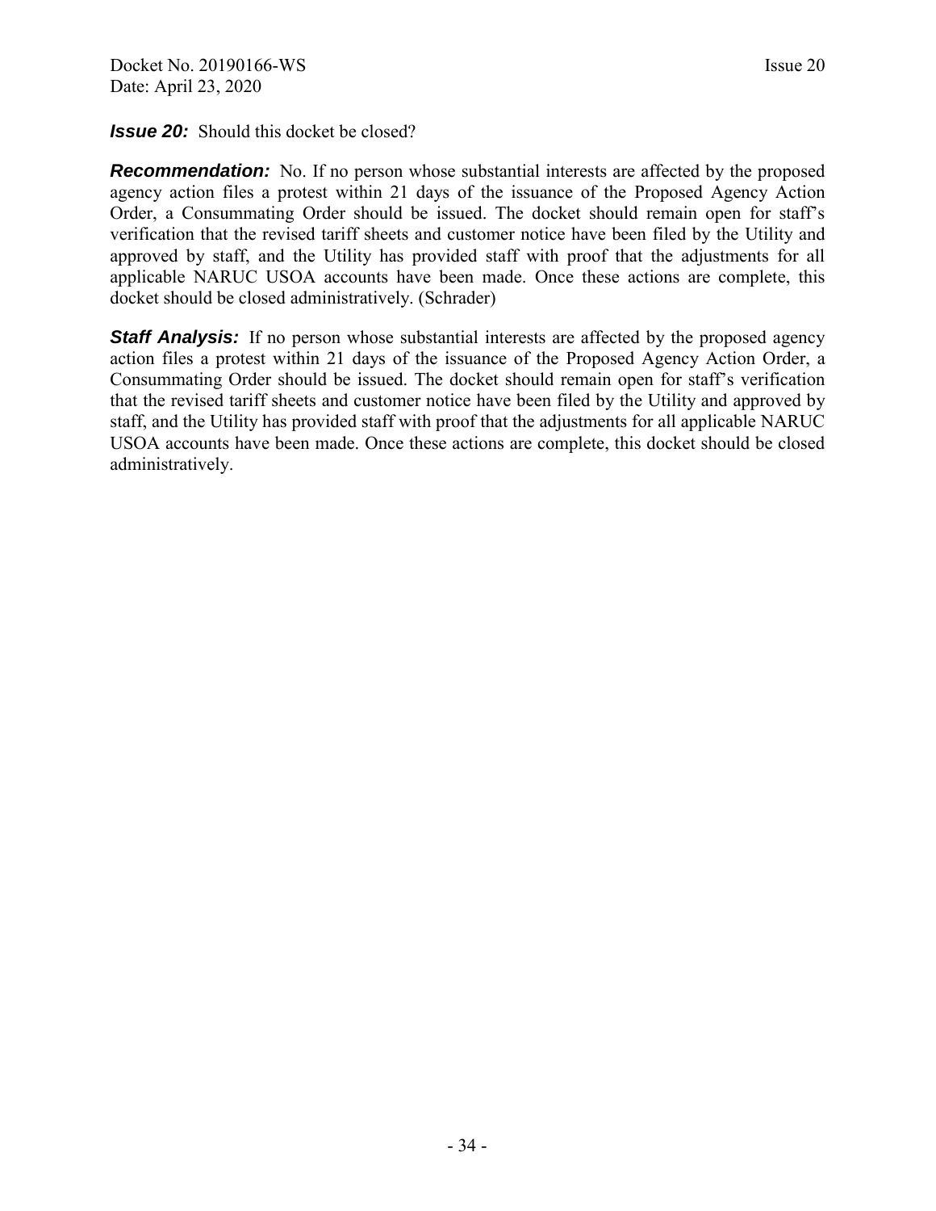***Issue 20:*** Should this docket be closed?

***Recommendation:*** No. If no person whose substantial interests are affected by the proposed agency action files a protest within 21 days of the issuance of the Proposed Agency Action Order, a Consummating Order should be issued. The docket should remain open for staff's verification that the revised tariff sheets and customer notice have been filed by the Utility and approved by staff, and the Utility has provided staff with proof that the adjustments for all applicable NARUC USOA accounts have been made. Once these actions are complete, this docket should be closed administratively. (Schrader)

***Staff Analysis:*** If no person whose substantial interests are affected by the proposed agency action files a protest within 21 days of the issuance of the Proposed Agency Action Order, a Consummating Order should be issued. The docket should remain open for staff's verification that the revised tariff sheets and customer notice have been filed by the Utility and approved by staff, and the Utility has provided staff with proof that the adjustments for all applicable NARUC USOA accounts have been made. Once these actions are complete, this docket should be closed administratively.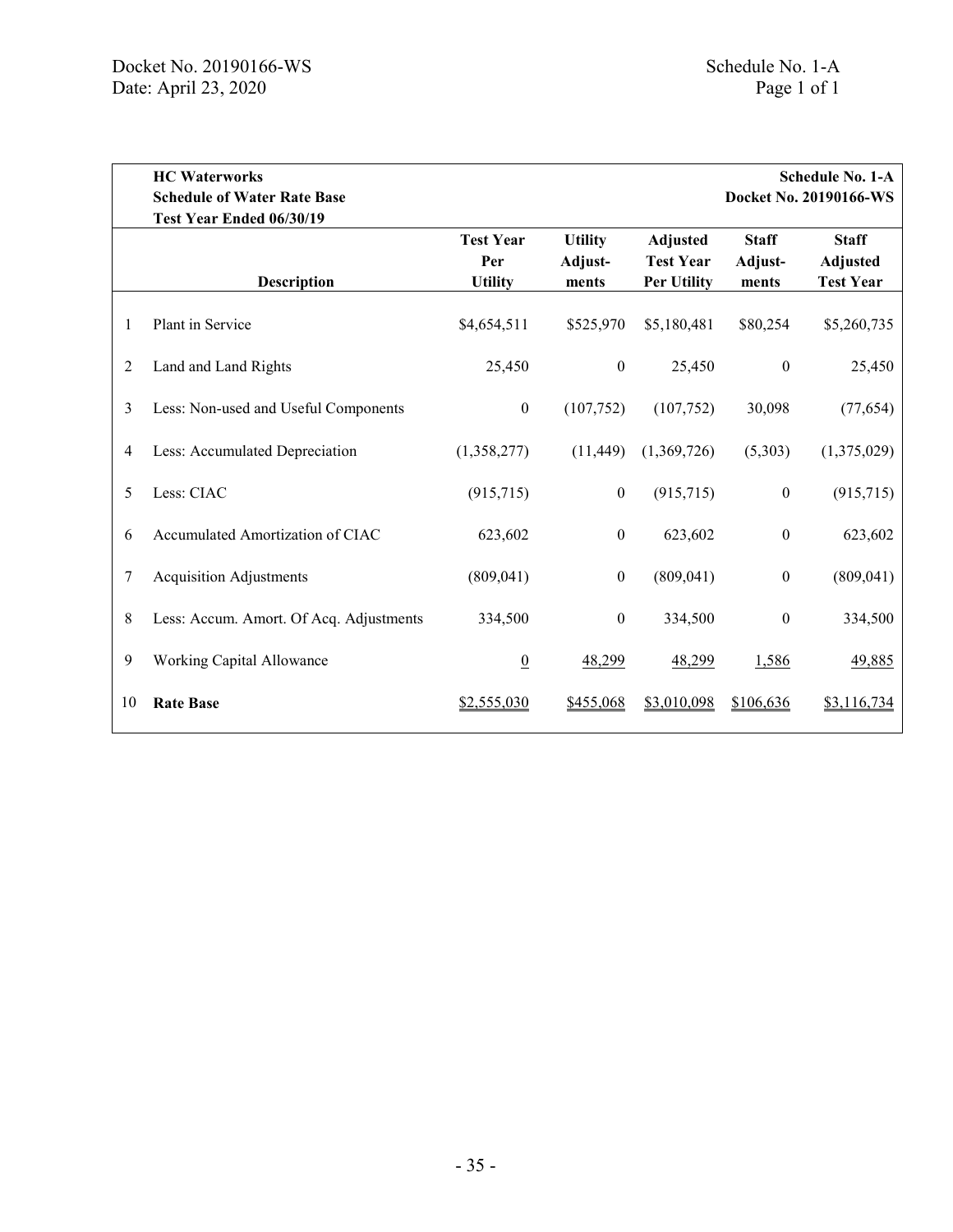Docket No. 20190166-WS
Date: April 23, 2020

Schedule No. 1-A
Page 1 of 1

| | **HC Waterworks**<br>**Schedule of Water Rate Base**<br>**Test Year Ended 06/30/19** | | | | | **Schedule No. 1-A**<br>**Docket No. 20190166-WS** |
|---|---|---|---|---|---|---|
| | **Description** | **Test Year Per Utility** | **Utility Adjust-ments** | **Adjusted Test Year Per Utility** | **Staff Adjust-ments** | **Staff Adjusted Test Year** |
| 1 | Plant in Service | $4,654,511 | $525,970 | $5,180,481 | $80,254 | $5,260,735 |
| 2 | Land and Land Rights | 25,450 | 0 | 25,450 | 0 | 25,450 |
| 3 | Less: Non-used and Useful Components | 0 | (107,752) | (107,752) | 30,098 | (77,654) |
| 4 | Less: Accumulated Depreciation | (1,358,277) | (11,449) | (1,369,726) | (5,303) | (1,375,029) |
| 5 | Less: CIAC | (915,715) | 0 | (915,715) | 0 | (915,715) |
| 6 | Accumulated Amortization of CIAC | 623,602 | 0 | 623,602 | 0 | 623,602 |
| 7 | Acquisition Adjustments | (809,041) | 0 | (809,041) | 0 | (809,041) |
| 8 | Less: Accum. Amort. Of Acq. Adjustments | 334,500 | 0 | 334,500 | 0 | 334,500 |
| 9 | Working Capital Allowance | 0 | 48,299 | 48,299 | 1,586 | 49,885 |
| 10 | **Rate Base** | $2,555,030 | $455,068 | $3,010,098 | $106,636 | $3,116,734 |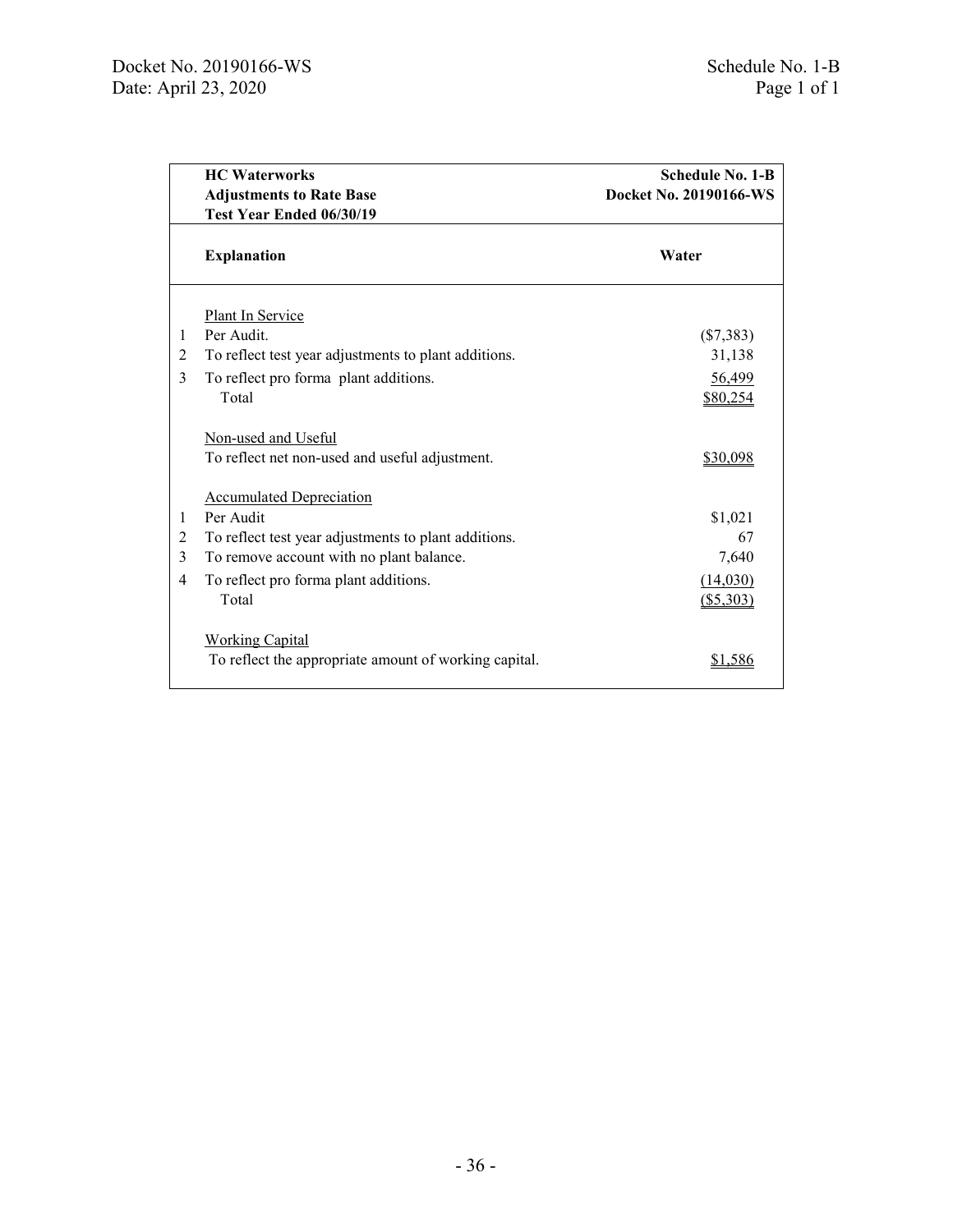| | **HC Waterworks**<br>**Adjustments to Rate Base**<br>**Test Year Ended 06/30/19** | **Schedule No. 1-B**<br>**Docket No. 20190166-WS** |
|---|---|---|
| | **Explanation** | **Water** |
| | Plant In Service | |
| 1 | Per Audit. | ($7,383) |
| 2 | To reflect test year adjustments to plant additions. | 31,138 |
| 3 | To reflect pro forma plant additions. | 56,499 |
| | Total | $80,254 |
| | Non-used and Useful | |
| | To reflect net non-used and useful adjustment. | $30,098 |
| | Accumulated Depreciation | |
| 1 | Per Audit | $1,021 |
| 2 | To reflect test year adjustments to plant additions. | 67 |
| 3 | To remove account with no plant balance. | 7,640 |
| 4 | To reflect pro forma plant additions. | (14,030) |
| | Total | ($5,303) |
| | Working Capital | |
| | To reflect the appropriate amount of working capital. | $1,586 |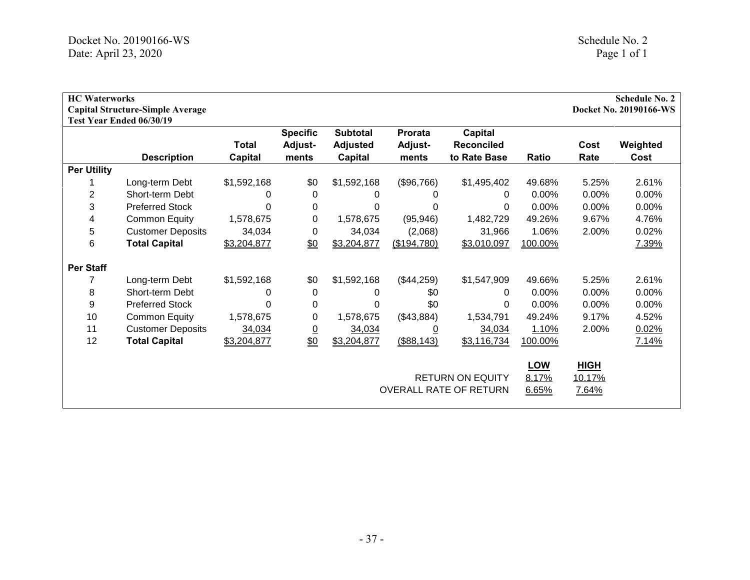**HC Waterworks**
**Capital Structure-Simple Average**
**Test Year Ended 06/30/19**

**Schedule No. 2**
**Docket No. 20190166-WS**

| | Description | Total Capital | Specific Adjust-ments | Subtotal Adjusted Capital | Prorata Adjust-ments | Capital Reconciled to Rate Base | Ratio | Cost Rate | Weighted Cost |
|---|---|---|---|---|---|---|---|---|---|
| **Per Utility** | | | | | | | | | |
| 1 | Long-term Debt | $1,592,168 | $0 | $1,592,168 | ($96,766) | $1,495,402 | 49.68% | 5.25% | 2.61% |
| 2 | Short-term Debt | 0 | 0 | 0 | 0 | 0 | 0.00% | 0.00% | 0.00% |
| 3 | Preferred Stock | 0 | 0 | 0 | 0 | 0 | 0.00% | 0.00% | 0.00% |
| 4 | Common Equity | 1,578,675 | 0 | 1,578,675 | (95,946) | 1,482,729 | 49.26% | 9.67% | 4.76% |
| 5 | Customer Deposits | 34,034 | 0 | 34,034 | (2,068) | 31,966 | 1.06% | 2.00% | 0.02% |
| 6 | **Total Capital** | $3,204,877 | $0 | $3,204,877 | ($194,780) | $3,010,097 | 100.00% | | 7.39% |
| **Per Staff** | | | | | | | | | |
| 7 | Long-term Debt | $1,592,168 | $0 | $1,592,168 | ($44,259) | $1,547,909 | 49.66% | 5.25% | 2.61% |
| 8 | Short-term Debt | 0 | 0 | 0 | $0 | 0 | 0.00% | 0.00% | 0.00% |
| 9 | Preferred Stock | 0 | 0 | 0 | $0 | 0 | 0.00% | 0.00% | 0.00% |
| 10 | Common Equity | 1,578,675 | 0 | 1,578,675 | ($43,884) | 1,534,791 | 49.24% | 9.17% | 4.52% |
| 11 | Customer Deposits | 34,034 | 0 | 34,034 | 0 | 34,034 | 1.10% | 2.00% | 0.02% |
| 12 | **Total Capital** | $3,204,877 | $0 | $3,204,877 | ($88,143) | $3,116,734 | 100.00% | | 7.14% |

| | LOW | HIGH |
|---|---|---|
| RETURN ON EQUITY | 8.17% | 10.17% |
| OVERALL RATE OF RETURN | 6.65% | 7.64% |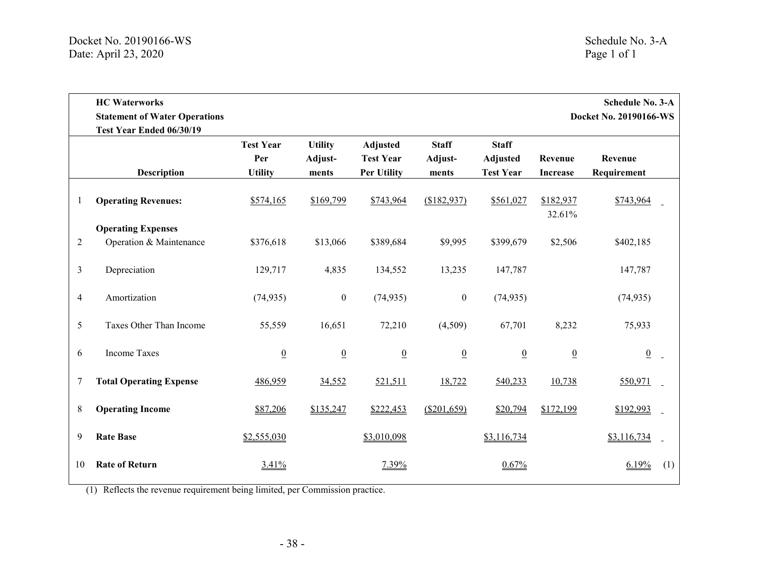**HC Waterworks** | **Schedule No. 3-A**
**Statement of Water Operations** | **Docket No. 20190166-WS**
**Test Year Ended 06/30/19**

| | Description | Test Year Per Utility | Utility Adjust-ments | Adjusted Test Year Per Utility | Staff Adjust-ments | Staff Adjusted Test Year | Revenue Increase | Revenue Requirement | |
|---|---|---|---|---|---|---|---|---|---|
| 1 | **Operating Revenues:** | $574,165 | $169,799 | $743,964 | ($182,937) | $561,027 | $182,937<br>32.61% | $743,964 | |
| | **Operating Expenses** | | | | | | | | |
| 2 | Operation & Maintenance | $376,618 | $13,066 | $389,684 | $9,995 | $399,679 | $2,506 | $402,185 | |
| 3 | Depreciation | 129,717 | 4,835 | 134,552 | 13,235 | 147,787 | | 147,787 | |
| 4 | Amortization | (74,935) | 0 | (74,935) | 0 | (74,935) | | (74,935) | |
| 5 | Taxes Other Than Income | 55,559 | 16,651 | 72,210 | (4,509) | 67,701 | 8,232 | 75,933 | |
| 6 | Income Taxes | 0 | 0 | 0 | 0 | 0 | 0 | 0 | |
| 7 | **Total Operating Expense** | 486,959 | 34,552 | 521,511 | 18,722 | 540,233 | 10,738 | 550,971 | |
| 8 | **Operating Income** | $87,206 | $135,247 | $222,453 | ($201,659) | $20,794 | $172,199 | $192,993 | |
| 9 | **Rate Base** | $2,555,030 | | $3,010,098 | | $3,116,734 | | $3,116,734 | |
| 10 | **Rate of Return** | 3.41% | | 7.39% | | 0.67% | | 6.19% | (1) |

(1) Reflects the revenue requirement being limited, per Commission practice.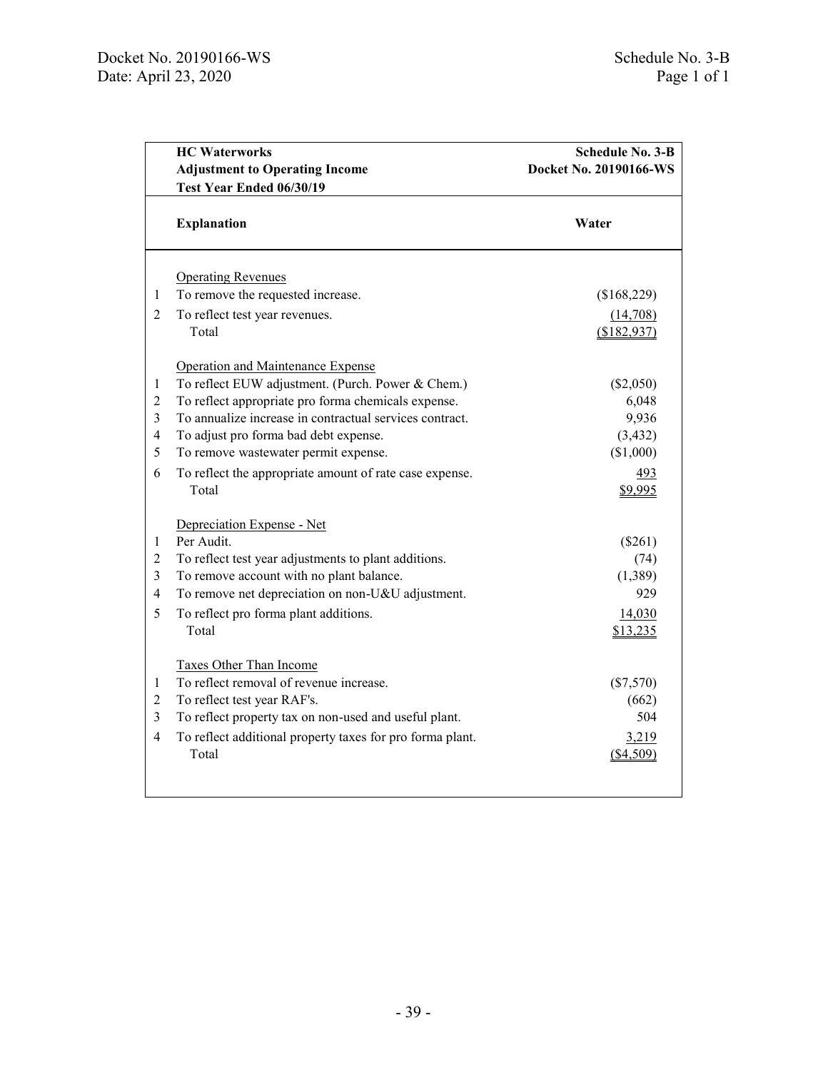| | **HC Waterworks**<br>**Adjustment to Operating Income**<br>**Test Year Ended 06/30/19** | **Schedule No. 3-B**<br>**Docket No. 20190166-WS** |
|---|---|---|
| | **Explanation** | **Water** |
| | Operating Revenues | |
| 1 | To remove the requested increase. | ($168,229) |
| 2 | To reflect test year revenues. | (14,708) |
| | Total | ($182,937) |
| | Operation and Maintenance Expense | |
| 1 | To reflect EUW adjustment. (Purch. Power & Chem.) | ($2,050) |
| 2 | To reflect appropriate pro forma chemicals expense. | 6,048 |
| 3 | To annualize increase in contractual services contract. | 9,936 |
| 4 | To adjust pro forma bad debt expense. | (3,432) |
| 5 | To remove wastewater permit expense. | ($1,000) |
| 6 | To reflect the appropriate amount of rate case expense. | 493 |
| | Total | $9,995 |
| | Depreciation Expense - Net | |
| 1 | Per Audit. | ($261) |
| 2 | To reflect test year adjustments to plant additions. | (74) |
| 3 | To remove account with no plant balance. | (1,389) |
| 4 | To remove net depreciation on non-U&U adjustment. | 929 |
| 5 | To reflect pro forma plant additions. | 14,030 |
| | Total | $13,235 |
| | Taxes Other Than Income | |
| 1 | To reflect removal of revenue increase. | ($7,570) |
| 2 | To reflect test year RAF's. | (662) |
| 3 | To reflect property tax on non-used and useful plant. | 504 |
| 4 | To reflect additional property taxes for pro forma plant. | 3,219 |
| | Total | ($4,509) |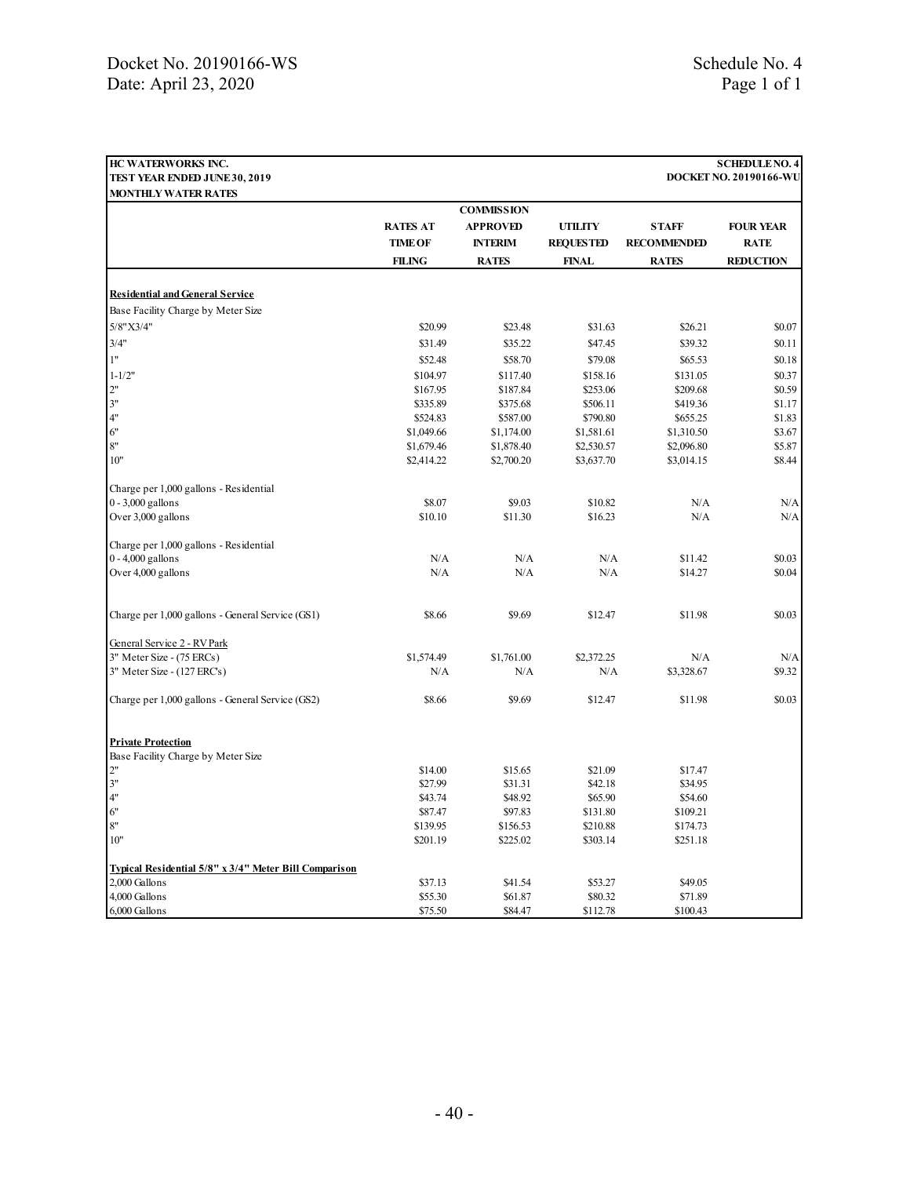| HC WATERWORKS INC.<br>TEST YEAR ENDED JUNE 30, 2019<br>MONTHLY WATER RATES | | | | | SCHEDULE NO. 4<br>DOCKET NO. 20190166-WU |
|---|---|---|---|---|---|
| | RATES AT TIME OF FILING | COMMISSION APPROVED INTERIM RATES | UTILITY REQUESTED FINAL | STAFF RECOMMENDED RATES | FOUR YEAR RATE REDUCTION |
| **Residential and General Service** | | | | | |
| Base Facility Charge by Meter Size | | | | | |
| 5/8"X3/4" | $20.99 | $23.48 | $31.63 | $26.21 | $0.07 |
| 3/4" | $31.49 | $35.22 | $47.45 | $39.32 | $0.11 |
| 1" | $52.48 | $58.70 | $79.08 | $65.53 | $0.18 |
| 1-1/2" | $104.97 | $117.40 | $158.16 | $131.05 | $0.37 |
| 2" | $167.95 | $187.84 | $253.06 | $209.68 | $0.59 |
| 3" | $335.89 | $375.68 | $506.11 | $419.36 | $1.17 |
| 4" | $524.83 | $587.00 | $790.80 | $655.25 | $1.83 |
| 6" | $1,049.66 | $1,174.00 | $1,581.61 | $1,310.50 | $3.67 |
| 8" | $1,679.46 | $1,878.40 | $2,530.57 | $2,096.80 | $5.87 |
| 10" | $2,414.22 | $2,700.20 | $3,637.70 | $3,014.15 | $8.44 |
| Charge per 1,000 gallons - Residential | | | | | |
| 0 - 3,000 gallons | $8.07 | $9.03 | $10.82 | N/A | N/A |
| Over 3,000 gallons | $10.10 | $11.30 | $16.23 | N/A | N/A |
| Charge per 1,000 gallons - Residential | | | | | |
| 0 - 4,000 gallons | N/A | N/A | N/A | $11.42 | $0.03 |
| Over 4,000 gallons | N/A | N/A | N/A | $14.27 | $0.04 |
| Charge per 1,000 gallons - General Service (GS1) | $8.66 | $9.69 | $12.47 | $11.98 | $0.03 |
| General Service 2 - RV Park | | | | | |
| 3" Meter Size - (75 ERCs) | $1,574.49 | $1,761.00 | $2,372.25 | N/A | N/A |
| 3" Meter Size - (127 ERC's) | N/A | N/A | N/A | $3,328.67 | $9.32 |
| Charge per 1,000 gallons - General Service (GS2) | $8.66 | $9.69 | $12.47 | $11.98 | $0.03 |
| **Private Protection** | | | | | |
| Base Facility Charge by Meter Size | | | | | |
| 2" | $14.00 | $15.65 | $21.09 | $17.47 | |
| 3" | $27.99 | $31.31 | $42.18 | $34.95 | |
| 4" | $43.74 | $48.92 | $65.90 | $54.60 | |
| 6" | $87.47 | $97.83 | $131.80 | $109.21 | |
| 8" | $139.95 | $156.53 | $210.88 | $174.73 | |
| 10" | $201.19 | $225.02 | $303.14 | $251.18 | |
| **Typical Residential 5/8" x 3/4" Meter Bill Comparison** | | | | | |
| 2,000 Gallons | $37.13 | $41.54 | $53.27 | $49.05 | |
| 4,000 Gallons | $55.30 | $61.87 | $80.32 | $71.89 | |
| 6,000 Gallons | $75.50 | $84.47 | $112.78 | $100.43 | |